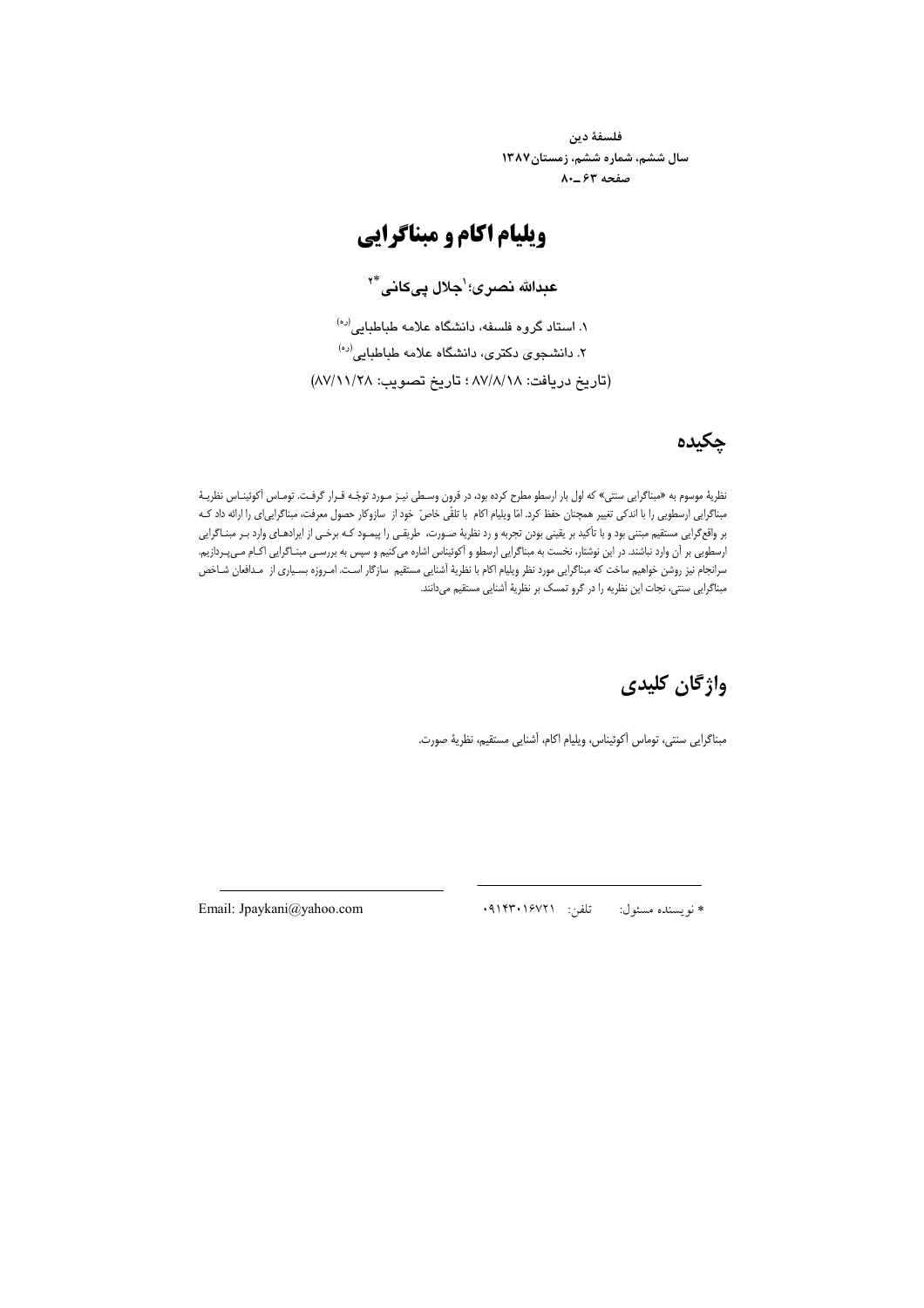فلسفهٔ دین
سال ششم، شماره ششم، زمستان ۱۳۸۷
صفحه ۶۳ ـ ۸۰

# ویلیام اکام و مبناگرایی

**عبدالله نصری؛[1] جلال پی‌کانی[2*]**

۱. استاد گروه فلسفه، دانشگاه علامه طباطبایی (ره)
۲. دانشجوی دکتری، دانشگاه علامه طباطبایی (ره)
(تاریخ دریافت: ۸۷/۸/۱۸ ؛ تاریخ تصویب: ۸۷/۱۱/۲۸)

## چکیده

نظریهٔ موسوم به «مبناگرایی سنتی» که اول بار ارسطو مطرح کرده بود، در قرون وسطی نیز مورد توجه قرار گرفت. توماس آکوئیناس نظریهٔ مبناگرایی ارسطویی را با اندکی تغییر همچنان حفظ کرد. امّا ویلیام اکام با تلقّی خاصّ خود از سازوکار حصول معرفت، مبناگرایی‌ای را ارائه داد که بر واقع‌گرایی مستقیم مبتنی بود و با تأکید بر یقینی بودن تجربه و رد نظریهٔ صورت، طریقی را پیمود که برخی از ایرادهای وارد بر مبناگرایی ارسطویی بر آن وارد نباشند. در این نوشتار، نخست به مبناگرایی ارسطو و آکوئیناس اشاره می‌کنیم و سپس به بررسی مبناگرایی اکام می‌پردازیم. سرانجام نیز روشن خواهیم ساخت که مبناگرایی مورد نظر ویلیام اکام با نظریهٔ آشنایی مستقیم سازگار است. امروزه بسیاری از مدافعان شاخص مبناگرایی سنتی، نجات این نظریه را در گرو تمسک بر نظریهٔ آشنایی مستقیم می‌دانند.

## واژگان کلیدی

مبناگرایی سنتی، توماس آکوئیناس، ویلیام اکام، آشنایی مستقیم، نظریهٔ صورت.

---

* نویسنده مسئول: تلفن: ۰۹۱۴۳۰۱۶۷۲۱ Email: Jpaykani@yahoo.com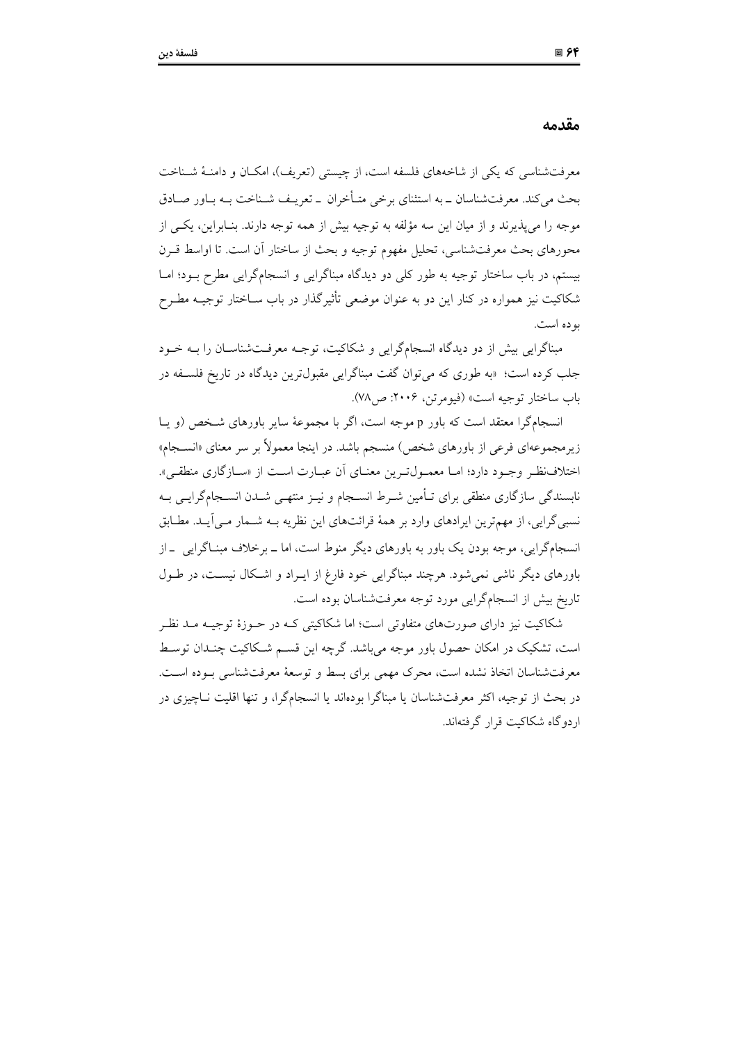## مقدمه

معرفت‌شناسی که یکی از شاخه‌های فلسفه است، از چیستی (تعریف)، امکان و دامنهٔ شناخت بحث می‌کند. معرفت‌شناسان ــ به استثنای برخی متأخران ــ تعریف شناخت به باور صادق موجه را می‌پذیرند و از میان این سه مؤلفه به توجیه بیش از همه توجه دارند. بنابراین، یکی از محورهای بحث معرفت‌شناسی، تحلیل مفهوم توجیه و بحث از ساختار آن است. تا اواسط قرن بیستم، در باب ساختار توجیه به طور کلی دو دیدگاه مبناگرایی و انسجام‌گرایی مطرح بود؛ اما شکاکیت نیز همواره در کنار این دو به عنوان موضعی تأثیرگذار در باب ساختار توجیه مطرح بوده است.

مبناگرایی بیش از دو دیدگاه انسجام‌گرایی و شکاکیت، توجه معرفت‌شناسان را به خود جلب کرده است؛ «به طوری که می‌توان گفت مبناگرایی مقبول‌ترین دیدگاه در تاریخ فلسفه در باب ساختار توجیه است» (فیومرتن، ۲۰۰۶: ص۷۸).

انسجام‌گرا معتقد است که باور p موجه است، اگر با مجموعهٔ سایر باورهای شخص (و یا زیرمجموعه‌ای فرعی از باورهای شخص) منسجم باشد. در اینجا معمولاً بر سر معنای «انسجام» اختلاف‌نظر وجود دارد؛ اما معمول‌ترین معنای آن عبارت است از «سازگاری منطقی». نابسندگی سازگاری منطقی برای تأمین شرط انسجام و نیز منتهی شدن انسجام‌گرایی به نسبی‌گرایی، از مهم‌ترین ایرادهای وارد بر همهٔ قرائت‌های این نظریه به شمار می‌آید. مطابق انسجام‌گرایی، موجه بودن یک باور به باورهای دیگر منوط است، اما ــ برخلاف مبناگرایی ــ از باورهای دیگر ناشی نمی‌شود. هرچند مبناگرایی خود فارغ از ایراد و اشکال نیست، در طول تاریخ بیش از انسجام‌گرایی مورد توجه معرفت‌شناسان بوده است.

شکاکیت نیز دارای صورت‌های متفاوتی است؛ اما شکاکیتی که در حوزهٔ توجیه مد نظر است، تشکیک در امکان حصول باور موجه می‌باشد. گرچه این قسم شکاکیت چندان توسط معرفت‌شناسان اتخاذ نشده است، محرک مهمی برای بسط و توسعهٔ معرفت‌شناسی بوده است. در بحث از توجیه، اکثر معرفت‌شناسان یا مبناگرا بوده‌اند یا انسجام‌گرا، و تنها اقلیت ناچیزی در اردوگاه شکاکیت قرار گرفته‌اند.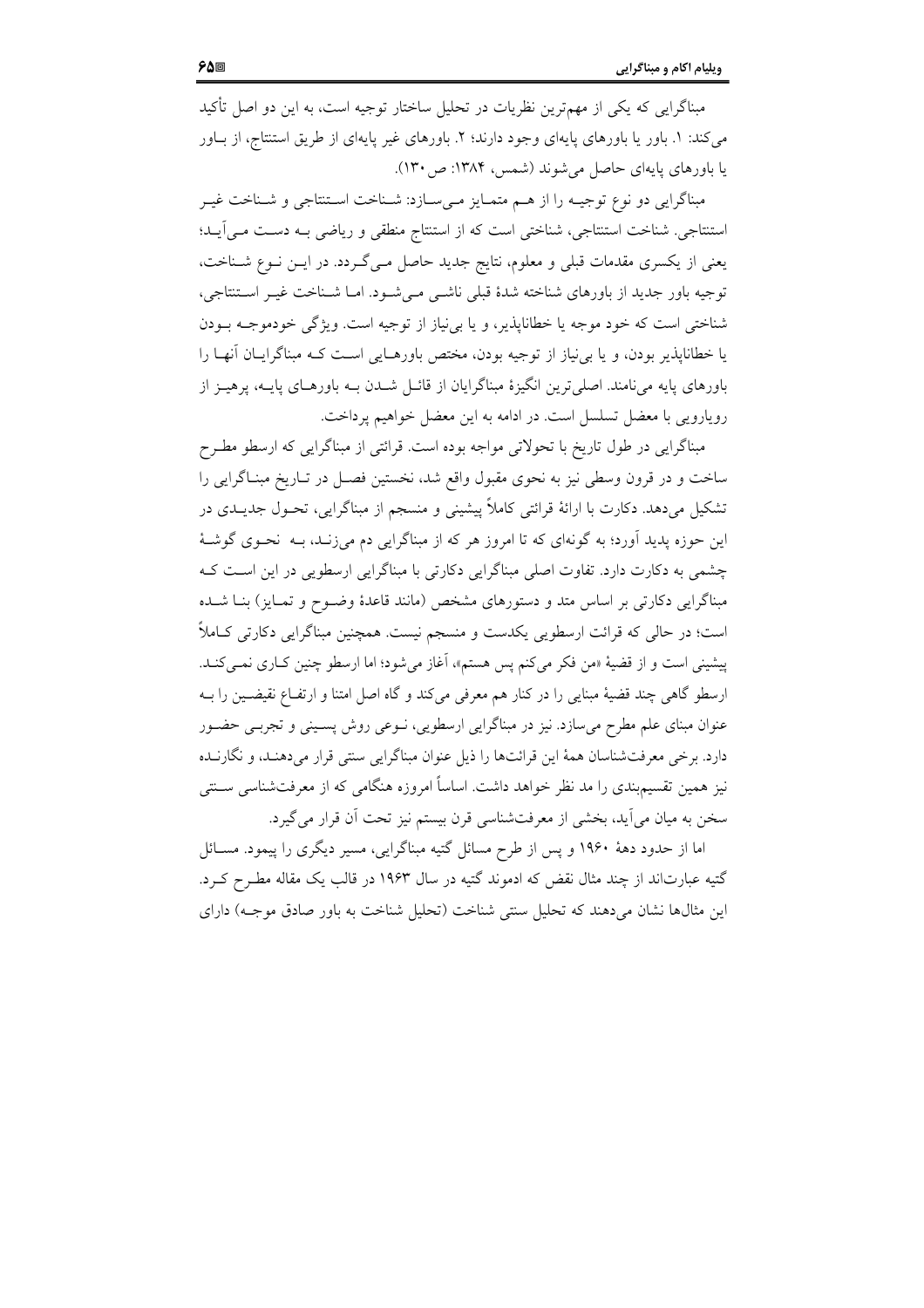مبناگرایی که یکی از مهم‌ترین نظریات در تحلیل ساختار توجیه است، به این دو اصل تأکید می‌کند: ۱. باور یا باورهای پایه‌ای وجود دارند؛ ۲. باورهای غیر پایه‌ای از طریق استنتاج، از باور یا باورهای پایه‌ای حاصل می‌شوند (شمس، ۱۳۸۴: ص ۱۳۰).

مبناگرایی دو نوع توجیه را از هم متمایز می‌سازد: شناخت استنتاجی و شناخت غیر استنتاجی. شناخت استنتاجی، شناختی است که از استنتاج منطقی و ریاضی به دست می‌آید؛ یعنی از یکسری مقدمات قبلی و معلوم، نتایج جدید حاصل می‌گردد. در این نوع شناخت، توجیه باور جدید از باورهای شناخته شدهٔ قبلی ناشی می‌شود. اما شناخت غیر استنتاجی، شناختی است که خود موجه یا خطاناپذیر، و یا بی‌نیاز از توجیه است. ویژگی خودموجه بودن یا خطاناپذیر بودن، و یا بی‌نیاز از توجیه بودن، مختص باورهایی است که مبناگرایان آنها را باورهای پایه می‌نامند. اصلی‌ترین انگیزهٔ مبناگرایان از قائل شدن به باورهای پایه، پرهیز از رویارویی با معضل تسلسل است. در ادامه به این معضل خواهیم پرداخت.

مبناگرایی در طول تاریخ با تحولاتی مواجه بوده است. قرائتی از مبناگرایی که ارسطو مطرح ساخت و در قرون وسطی نیز به نحوی مقبول واقع شد، نخستین فصل در تاریخ مبناگرایی را تشکیل می‌دهد. دکارت با ارائهٔ قرائتی کاملاً پیشینی و منسجم از مبناگرایی، تحول جدیدی در این حوزه پدید آورد؛ به گونه‌ای که تا امروز هر که از مبناگرایی دم می‌زند، به نحوی گوشهٔ چشمی به دکارت دارد. تفاوت اصلی مبناگرایی دکارتی با مبناگرایی ارسطویی در این است که مبناگرایی دکارتی بر اساس متد و دستورهای مشخص (مانند قاعدهٔ وضوح و تمایز) بنا شده است؛ در حالی که قرائت ارسطویی یکدست و منسجم نیست. همچنین مبناگرایی دکارتی کاملاً پیشینی است و از قضیهٔ «من فکر می‌کنم پس هستم»، آغاز می‌شود؛ اما ارسطو چنین کاری نمی‌کند. ارسطو گاهی چند قضیهٔ مبنایی را در کنار هم معرفی می‌کند و گاه اصل امتنا و ارتفاع نقیضین را به عنوان مبنای علم مطرح می‌سازد. نیز در مبناگرایی ارسطویی، نوعی روش پسینی و تجربی حضور دارد. برخی معرفت‌شناسان همهٔ این قرائت‌ها را ذیل عنوان مبناگرایی سنتی قرار می‌دهند، و نگارنده نیز همین تقسیم‌بندی را مد نظر خواهد داشت. اساساً امروزه هنگامی که از معرفت‌شناسی سنتی سخن به میان می‌آید، بخشی از معرفت‌شناسی قرن بیستم نیز تحت آن قرار می‌گیرد.

اما از حدود دههٔ ۱۹۶۰ و پس از طرح مسائل گتیه مبناگرایی، مسیر دیگری را پیمود. مسائل گتیه عبارت‌اند از چند مثال نقض که ادموند گتیه در سال ۱۹۶۳ در قالب یک مقاله مطرح کرد. این مثال‌ها نشان می‌دهند که تحلیل سنتی شناخت (تحلیل شناخت به باور صادق موجه) دارای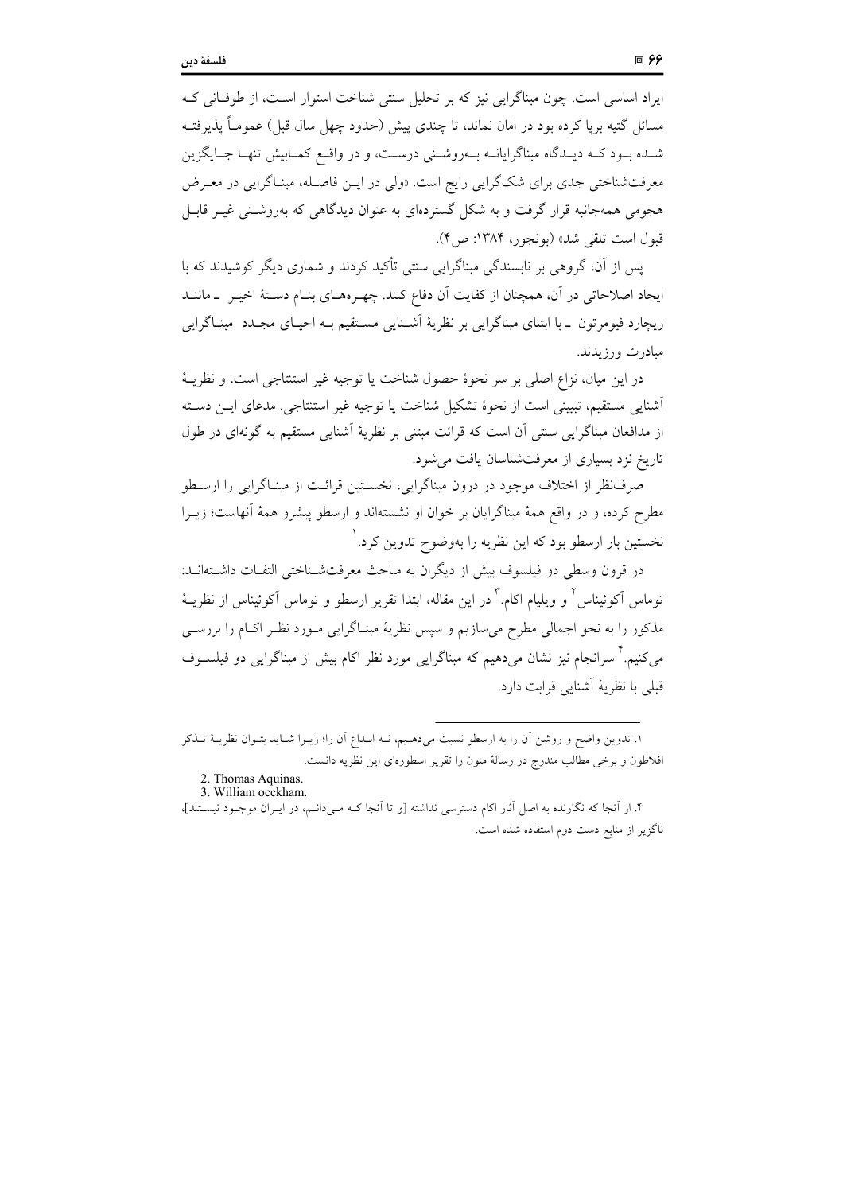ایراد اساسی است. چون مبناگرایی نیز که بر تحلیل سنتی شناخت استوار است، از طوفانی که مسائل گتیه برپا کرده بود در امان نماند، تا چندی پیش (حدود چهل سال قبل) عموماً پذیرفته شده بود که دیدگاه مبناگرایانه بەروشنی درست، و در واقع کمابیش تنها جایگزین معرفت‌شناختی جدی برای شک‌گرایی رایج است. «ولی در این فاصله، مبناگرایی در معرض هجومی همه‌جانبه قرار گرفت و به شکل گسترده‌ای به عنوان دیدگاهی که به‌روشنی غیر قابل قبول است تلقی شد» (بونجور، ۱۳۸۴: ص۴).

پس از آن، گروهی بر نابسندگی مبناگرایی سنتی تأکید کردند و شماری دیگر کوشیدند که با ایجاد اصلاحاتی در آن، همچنان از کفایت آن دفاع کنند. چهره‌های بنام دستهٔ اخیر ـ مانند ریچارد فیومرتون ـ با ابتنای مبناگرایی بر نظریهٔ آشنایی مستقیم به احیای مجدد مبناگرایی مبادرت ورزیدند.

در این میان، نزاع اصلی بر سر نحوهٔ حصول شناخت یا توجیه غیر استنتاجی است، و نظریهٔ آشنایی مستقیم، تبیینی است از نحوهٔ تشکیل شناخت یا توجیه غیر استنتاجی. مدعای این دسته از مدافعان مبناگرایی سنتی آن است که قرائت مبتنی بر نظریهٔ آشنایی مستقیم به گونه‌ای در طول تاریخ نزد بسیاری از معرفت‌شناسان یافت می‌شود.

صرف‌نظر از اختلاف موجود در درون مبناگرایی، نخستین قرائت از مبناگرایی را ارسطو مطرح کرده، و در واقع همهٔ مبناگرایان بر خوان او نشسته‌اند و ارسطو پیشرو همهٔ آنهاست؛ زیرا نخستین بار ارسطو بود که این نظریه را به‌وضوح تدوین کرد.[1]

در قرون وسطی دو فیلسوف بیش از دیگران به مباحث معرفت‌شناختی التفات داشته‌اند: توماس آکوئیناس[2] و ویلیام اکام.[3] در این مقاله، ابتدا تقریر ارسطو و توماس آکوئیناس از نظریهٔ مذکور را به نحو اجمالی مطرح می‌سازیم و سپس نظریهٔ مبناگرایی مورد نظر اکام را بررسی می‌کنیم.[4] سرانجام نیز نشان می‌دهیم که مبناگرایی مورد نظر اکام بیش از مبناگرایی دو فیلسوف قبلی با نظریهٔ آشنایی قرابت دارد.

---

۱. تدوین واضح و روشن آن را به ارسطو نسبت می‌دهیم، نه ابداع آن را؛ زیرا شاید بتوان نظریهٔ تذکر افلاطون و برخی مطالب مندرج در رسالهٔ منون را تقریر اسطوره‌ای این نظریه دانست.

2. Thomas Aquinas.

3. William occkham.

۴. از آنجا که نگارنده به اصل آثار اکام دسترسی نداشته [و تا آنجا که می‌دانم، در ایران موجود نیستند]، ناگزیر از منابع دست دوم استفاده شده است.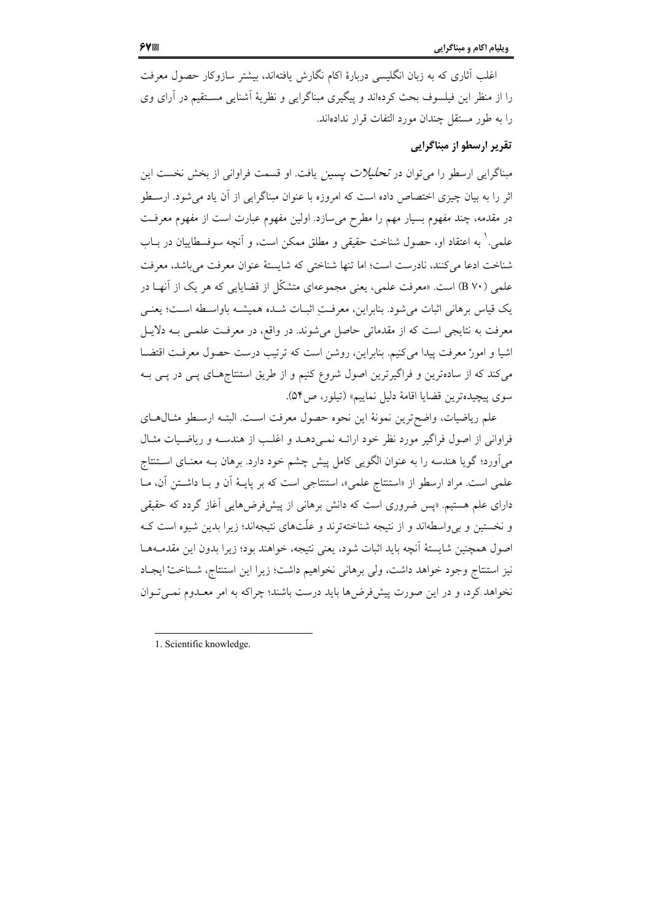اغلب آثاری که به زبان انگلیسی دربارهٔ اکام نگارش یافته‌اند، بیشتر سازوکار حصول معرفت را از منظر این فیلسوف بحث کرده‌اند و پیگیری مبناگرایی و نظریهٔ آشنایی مستقیم در آرای وی را به طور مستقل چندان مورد التفات قرار نداده‌اند.

## تقریر ارسطو از مبناگرایی

مبناگرایی ارسطو را می‌توان در *تحلیلات پسین* یافت. او قسمت فراوانی از بخش نخست این اثر را به بیان چیزی اختصاص داده است که امروزه با عنوان مبناگرایی از آن یاد می‌شود. ارسطو در مقدمه، چند مفهوم بسیار مهم را مطرح می‌سازد. اولین مفهوم عبارت است از مفهوم معرفت علمی.[1] به اعتقاد او، حصول شناخت حقیقی و مطلق ممکن است، و آنچه سوفسطاییان در باب شناخت ادعا می‌کنند، نادرست است؛ اما تنها شناختی که شایستهٔ عنوان معرفت می‌باشد، معرفت علمی (B ۷۰) است. «معرفت علمی، یعنی مجموعه‌ای متشکّل از قضایایی که هر یک از آنها در یک قیاس برهانی اثبات می‌شود. بنابراین، معرفتِ اثبات شده همیشه باواسطه است؛ یعنی معرفت به نتایجی است که از مقدماتی حاصل می‌شوند. در واقع، در معرفت علمی به دلایل اشیا و امور معرفت پیدا می‌کنیم. بنابراین، روشن است که ترتیب درست حصول معرفت اقتضا می‌کند که از ساده‌ترین و فراگیرترین اصول شروع کنیم و از طریق استنتاج‌های پی در پی به سوی پیچیده‌ترین قضایا اقامهٔ دلیل نماییم» (تیلور، ص۵۴).

علم ریاضیات، واضح‌ترین نمونهٔ این نحوه حصول معرفت است. البته ارسطو مثال‌های فراوانی از اصول فراگیر مورد نظر خود ارائه نمی‌دهد و اغلب از هندسه و ریاضیات مثال می‌آورد؛ گویا هندسه را به عنوان الگویی کامل پیش چشم خود دارد. برهان به معنای استنتاج علمی است. مراد ارسطو از «استنتاج علمی»، استنتاجی است که بر پایهٔ آن و با داشتن آن، ما دارای علم هستیم. «پس ضروری است که دانش برهانی از پیش‌فرض‌هایی آغاز گردد که حقیقی و نخستین و بی‌واسطه‌اند و از نتیجه شناخته‌ترند و علّت‌های نتیجه‌اند؛ زیرا بدین شیوه است که اصول همچنین شایستهٔ آنچه باید اثبات شود، یعنی نتیجه، خواهند بود؛ زیرا بدون این مقدمه‌ها نیز استنتاج وجود خواهد داشت، ولی برهانی نخواهیم داشت؛ زیرا این استنتاج، شناخت ایجاد نخواهد کرد، و در این صورت پیش‌فرض‌ها باید درست باشند؛ چراکه به امر معدوم نمی‌توان

---

1. Scientific knowledge.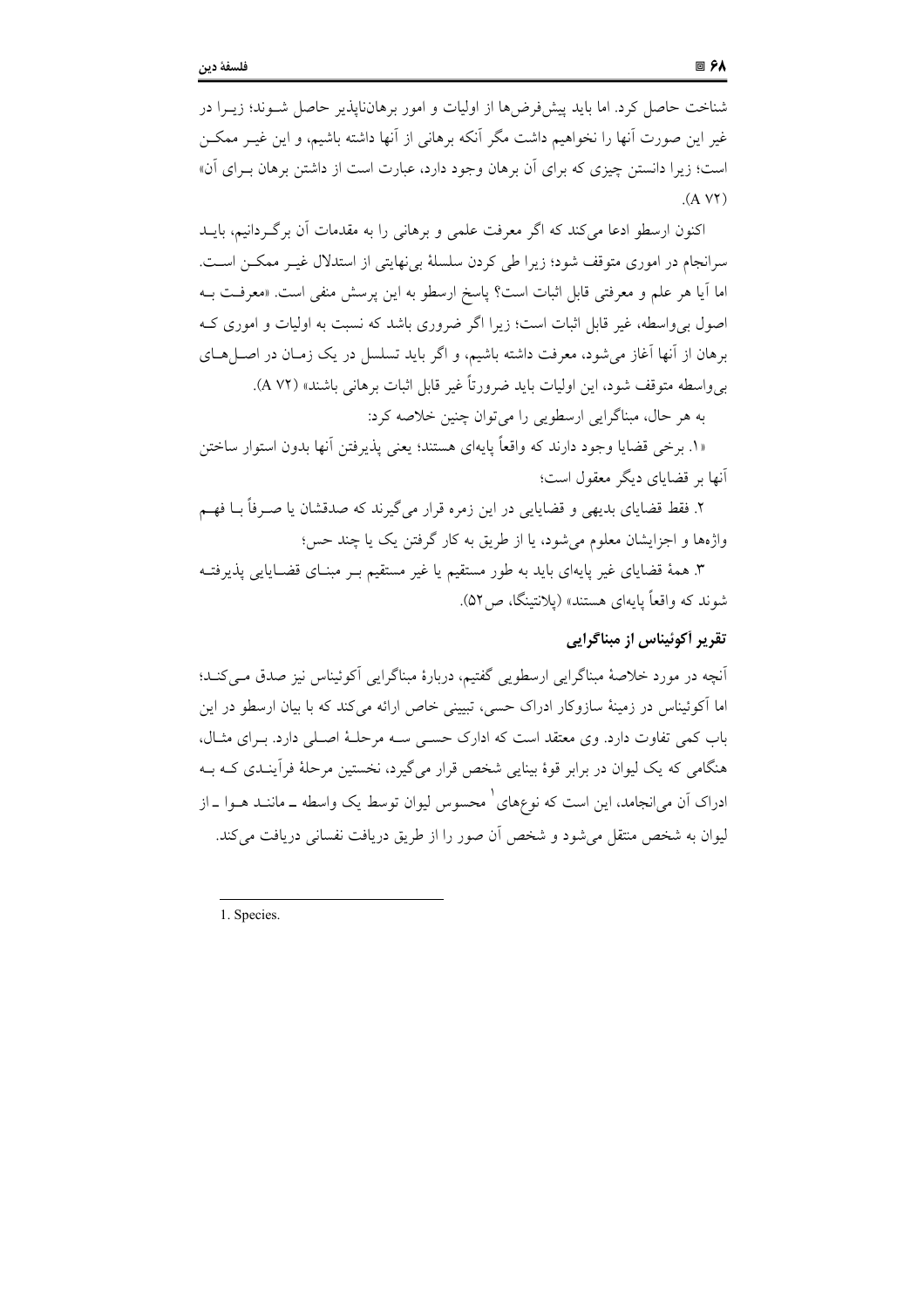شناخت حاصل کرد. اما باید پیش‌فرض‌ها از اولیات و امور برهان‌ناپذیر حاصل شوند؛ زیرا در غیر این صورت آنها را نخواهیم داشت مگر آنکه برهانی از آنها داشته باشیم، و این غیر ممکن است؛ زیرا دانستن چیزی که برای آن برهان وجود دارد، عبارت است از داشتن برهان برای آن» (A ۷۲).

اکنون ارسطو ادعا می‌کند که اگر معرفت علمی و برهانی را به مقدمات آن برگردانیم، باید سرانجام در اموری متوقف شود؛ زیرا طی کردن سلسلهٔ بی‌نهایتی از استدلال غیر ممکن است. اما آیا هر علم و معرفتی قابل اثبات است؟ پاسخ ارسطو به این پرسش منفی است. «معرفت به اصول بی‌واسطه، غیر قابل اثبات است؛ زیرا اگر ضروری باشد که نسبت به اولیات و اموری که برهان از آنها آغاز می‌شود، معرفت داشته باشیم، و اگر باید تسلسل در یک زمان در اصل‌های بی‌واسطه متوقف شود، این اولیات باید ضرورتاً غیر قابل اثبات برهانی باشند» (A ۷۲).

به هر حال، مبناگرایی ارسطویی را می‌توان چنین خلاصه کرد:

«۱. برخی قضایا وجود دارند که واقعاً پایه‌ای هستند؛ یعنی پذیرفتن آنها بدون استوار ساختن آنها بر قضایای دیگر معقول است؛

۲. فقط قضایای بدیهی و قضایایی در این زمره قرار می‌گیرند که صدقشان یا صرفاً با فهم واژه‌ها و اجزایشان معلوم می‌شود، یا از طریق به کار گرفتن یک یا چند حس؛

۳. همهٔ قضایای غیر پایه‌ای باید به طور مستقیم یا غیر مستقیم بر مبنای قضایایی پذیرفته شوند که واقعاً پایه‌ای هستند» (پلانتینگا، ص۵۲).

### تقریر آکوئیناس از مبناگرایی

آنچه در مورد خلاصهٔ مبناگرایی ارسطویی گفتیم، دربارهٔ مبناگرایی آکوئیناس نیز صدق می‌کند؛ اما آکوئیناس در زمینهٔ سازوکار ادراک حسی، تبیینی خاص ارائه می‌کند که با بیان ارسطو در این باب کمی تفاوت دارد. وی معتقد است که ادارک حسی سه مرحلهٔ اصلی دارد. برای مثال، هنگامی که یک لیوان در برابر قوهٔ بینایی شخص قرار می‌گیرد، نخستین مرحلهٔ فرآیندی که به ادراک آن می‌انجامد، این است که نوع‌های[1] محسوس لیوان توسط یک واسطه ــ مانند هوا ــ از لیوان به شخص منتقل می‌شود و شخص آن صور را از طریق دریافت نفسانی دریافت می‌کند.

---

1. Species.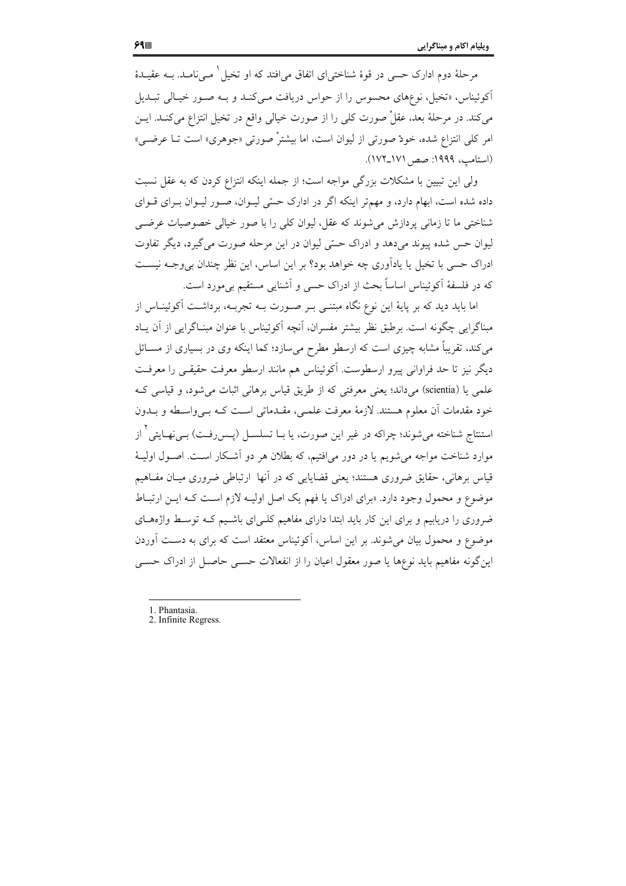مرحلهٔ دوم ادارک حسی در قوهٔ شناختی‌ای اتفاق می‌افتد که او تخیل[1] می‌نامد. به عقیدهٔ آکوئیناس، «تخیل، نوع‌های محسوس را از حواس دریافت می‌کند و به صور خیالی تبدیل می‌کند. در مرحلهٔ بعد، عقلْ صورت کلی را از صورت خیالی واقع در تخیل انتزاع می‌کند. این امر کلی انتزاع شده، خودْ صورتی از لیوان است، اما بیشترْ صورتی «جوهری» است تا عرضی» (استامپ، ۱۹۹۹: صص ۱۷۱ـ۱۷۲).

ولی این تبیین با مشکلات بزرگی مواجه است؛ از جمله اینکه انتزاع کردن که به عقل نسبت داده شده است، ابهام دارد، و مهم‌تر اینکه اگر در ادارک حسّی لیوان، صور لیوان برای قوای شناختی ما تا زمانی پردازش می‌شوند که عقل، لیوان کلی را با صور خیالی خصوصیات عرضی لیوان حس شده پیوند می‌دهد و ادراک حسّی لیوان در این مرحله صورت می‌گیرد، دیگر تفاوت ادراک حسی با تخیل یا یادآوری چه خواهد بود؟ بر این اساس، این نظر چندان بی‌وجه نیست که در فلسفهٔ آکوئیناس اساساً بحث از ادراک حسی و آشنایی مستقیم بی‌مورد است.

اما باید دید که بر پایهٔ این نوع نگاه مبتنی بر صورت به تجربه، برداشت آکوئیناس از مبناگرایی چگونه است. برطبق نظر بیشتر مفسران، آنچه آکوئیناس با عنوان مبناگرایی از آن یاد می‌کند، تقریباً مشابه چیزی است که ارسطو مطرح می‌سازد؛ کما اینکه وی در بسیاری از مسائل دیگر نیز تا حد فراوانی پیرو ارسطوست. آکوئیناس هم مانند ارسطو معرفت حقیقی را معرفت علمی یا (scientia) می‌داند؛ یعنی معرفتی که از طریق قیاس برهانی اثبات می‌شود، و قیاسی که خود مقدمات آن معلوم هستند. لازمهٔ معرفت علمی، مقدماتی است که بی‌واسطه و بدون استنتاج شناخته می‌شوند؛ چراکه در غیر این صورت، یا با تسلسل (پس‌رفت) بی‌نهایتی[2] از موارد شناخت مواجه می‌شویم یا در دور می‌افتیم، که بطلان هر دو آشکار است. اصول اولیهٔ قیاس برهانی، حقایق ضروری هستند؛ یعنی قضایایی که در آنها ارتباطی ضروری میان مفاهیم موضوع و محمول وجود دارد. «برای ادراک یا فهم یک اصل اولیه لازم است که این ارتباط ضروری را دریابیم و برای این کار باید ابتدا دارای مفاهیم کلی‌ای باشیم که توسط واژه‌های موضوع و محمول بیان می‌شوند. بر این اساس، آکوئیناس معتقد است که برای به دست آوردن این‌گونه مفاهیم باید نوع‌ها یا صور معقول اعیان را از انفعالات حسی حاصل از ادراک حسی

---

1. Phantasia.
2. Infinite Regress.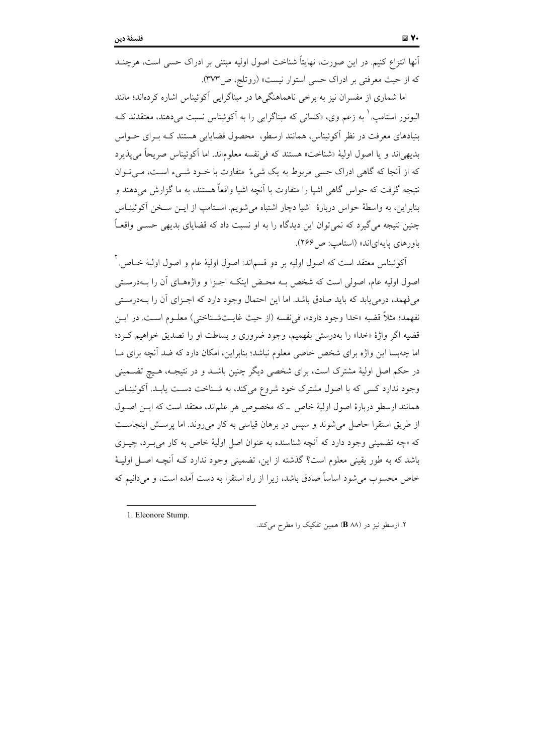آنها انتزاع کنیم. در این صورت، نهایتاً شناخت اصول اولیه مبتنی بر ادراک حسی است، هرچند که از حیث معرفتی بر ادراک حسی استوار نیست» (روتلج، ص۳۷۳).

اما شماری از مفسران نیز به برخی ناهماهنگی‌ها در مبناگرایی آکوئیناس اشاره کرده‌اند؛ مانند الیونور استامپ.[1] به زعم وی، «کسانی که مبناگرایی را به آکوئیناس نسبت می‌دهند، معتقدند که بنیادهای معرفت در نظر آکوئیناس، همانند ارسطو، محصول قضایایی هستند که برای حواس بدیهی‌اند و یا اصول اولیهٔ «شناخت» هستند که فی‌نفسه معلوم‌اند. اما آکوئیناس صریحاً می‌پذیرد که از آنجا که گاهی ادراک حسی مربوط به یک شیء متفاوت با خود شیء است، می‌توان نتیجه گرفت که حواس گاهی اشیا را متفاوت با آنچه اشیا واقعاً هستند، به ما گزارش می‌دهند و بنابراین، به واسطهٔ حواس دربارهٔ اشیا دچار اشتباه می‌شویم. استامپ از این سخن آکوئیناس چنین نتیجه می‌گیرد که نمی‌توان این دیدگاه را به او نسبت داد که قضایای بدیهی حسی واقعاً باورهای پایه‌ای‌اند» (استامپ: ص۲۶۶).

آکوئیناس معتقد است که اصول اولیه بر دو قسم‌اند: اصول اولیهٔ عام و اصول اولیهٔ خاص.[2] اصول اولیه عام، اصولی است که شخص به محض اینکه اجزا و واژه‌های آن را به‌درستی می‌فهمد، درمی‌یابد که باید صادق باشد. اما این احتمال وجود دارد که اجزای آن را به‌درستی نفهمد؛ مثلاً قضیه «خدا وجود دارد»، فی‌نفسه (از حیث غایت‌شناختی) معلوم است. در این قضیه اگر واژهٔ «خدا» را به‌درستی بفهمیم، وجود ضروری و بساطت او را تصدیق خواهیم کرد؛ اما چه‌بسا این واژه برای شخص خاصی معلوم نباشد؛ بنابراین، امکان دارد که ضد آنچه برای ما در حکم اصل اولیهٔ مشترک است، برای شخصی دیگر چنین باشد و در نتیجه، هیچ تضمینی وجود ندارد کسی که با اصول مشترک خود شروع می‌کند، به شناخت دست یابد. آکوئیناس همانند ارسطو دربارهٔ اصول اولیهٔ خاص ـ که مخصوص هر علم‌اند، معتقد است که این اصول از طریق استقرا حاصل می‌شوند و سپس در برهان قیاسی به کار می‌روند. اما پرسش اینجاست که «چه تضمینی وجود دارد که آنچه شناسنده به عنوان اصل اولیهٔ خاص به کار می‌برد، چیزی باشد که به طور یقینی معلوم است؟ گذشته از این، تضمینی وجود ندارد که آنچه اصل اولیهٔ خاص محسوب می‌شود اساساً صادق باشد، زیرا از راه استقرا به دست آمده است، و می‌دانیم که

---

1. Eleonore Stump.

۲. ارسطو نیز در (۸۸ **B**) همین تفکیک را مطرح می‌کند.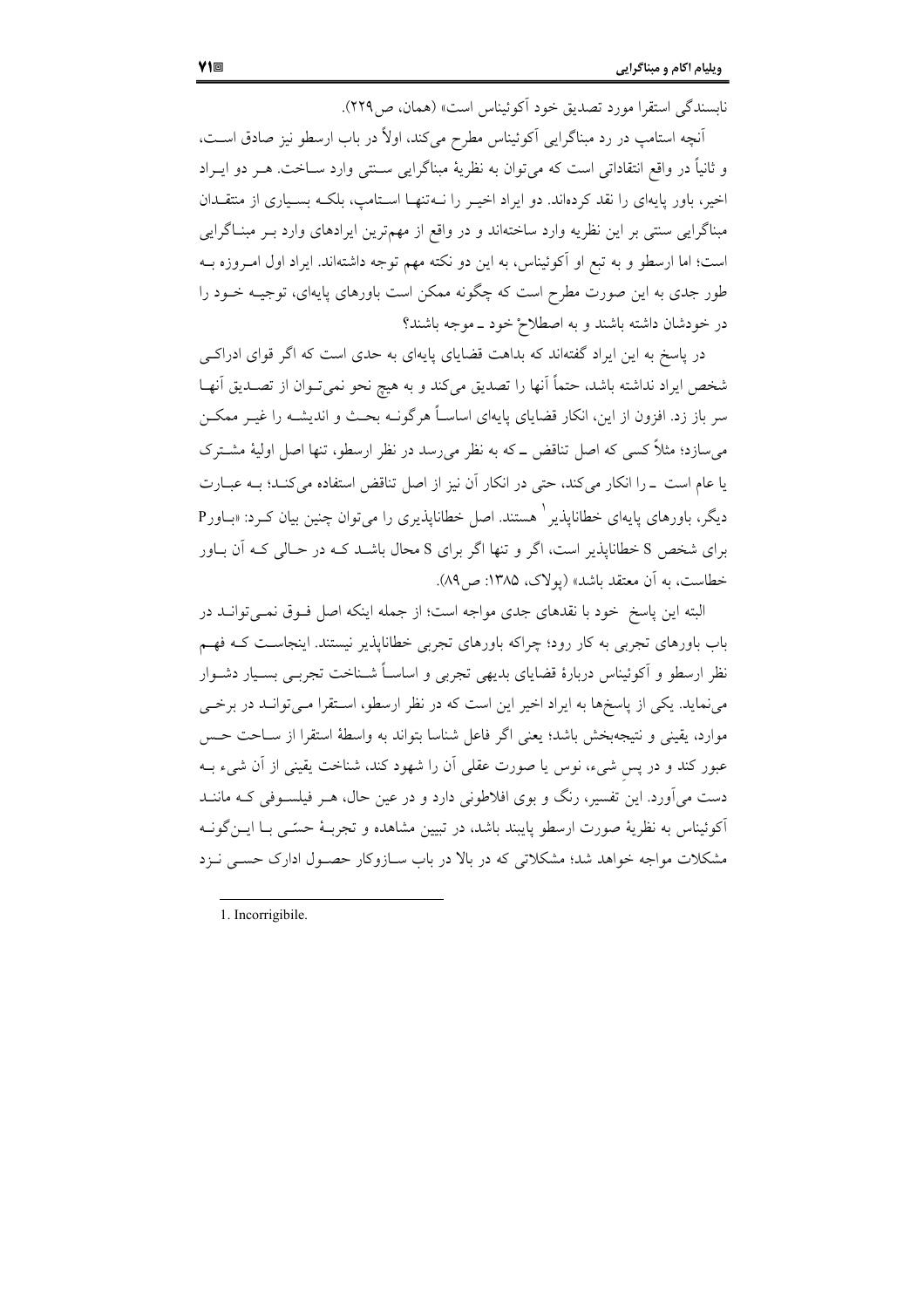ناب‌سندگی استقرا مورد تصدیق خود آکوئیناس است» (همان، ص۲۲۹).

آنچه استامپ در رد مبناگرایی آکوئیناس مطرح می‌کند، اولاً در باب ارسطو نیز صادق است، و ثانیاً در واقع انتقاداتی است که می‌توان به نظریهٔ مبناگرایی سنتی وارد ساخت. هر دو ایراد اخیر، باور پایه‌ای را نقد کرده‌اند. دو ایراد اخیر را نه‌تنها استامپ، بلکه بسیاری از منتقدان مبناگرایی سنتی بر این نظریه وارد ساخته‌اند و در واقع از مهم‌ترین ایرادهای وارد بر مبناگرایی است؛ اما ارسطو و به تبع او آکوئیناس، به این دو نکته مهم توجه داشته‌اند. ایراد اول امروزه به طور جدی به این صورت مطرح است که چگونه ممکن است باورهای پایه‌ای، توجیه خود را در خودشان داشته باشند و به اصطلاحْ خود ـ موجه باشند؟

در پاسخ به این ایراد گفته‌اند که بداهت قضایای پایه‌ای به حدی است که اگر قوای ادراکی شخص ایراد نداشته باشد، حتماً آنها را تصدیق می‌کند و به هیچ نحو نمی‌توان از تصدیق آنها سر باز زد. افزون از این، انکار قضایای پایه‌ای اساساً هرگونه بحث و اندیشه را غیر ممکن می‌سازد؛ مثلاً کسی که اصل تناقض ـ که به نظر می‌رسد در نظر ارسطو، تنها اصل اولیهٔ مشترک یا عام است ـ را انکار می‌کند، حتی در انکار آن نیز از اصل تناقض استفاده می‌کند؛ به عبارت دیگر، باورهای پایه‌ای خطاناپذیر[1] هستند. اصل خطاناپذیری را می‌توان چنین بیان کرد: «باورP برای شخص S خطاناپذیر است، اگر و تنها اگر برای S محال باشد که در حالی که آن باور خطاست، به آن معتقد باشد» (پولاک، ۱۳۸۵: ص۸۹).

البته این پاسخ خود با نقدهای جدی مواجه است؛ از جمله اینکه اصل فوق نمی‌تواند در باب باورهای تجربی به کار رود؛ چراکه باورهای تجربی خطاناپذیر نیستند. اینجاست که فهم نظر ارسطو و آکوئیناس دربارهٔ قضایای بدیهی تجربی و اساساً شناخت تجربی بسیار دشوار می‌نماید. یکی از پاسخ‌ها به ایراد اخیر این است که در نظر ارسطو، استقرا می‌تواند در برخی موارد، یقینی و نتیجه‌بخش باشد؛ یعنی اگر فاعل شناسا بتواند به واسطهٔ استقرا از ساحت حس عبور کند و در پسِ شیء، نوس یا صورت عقلی آن را شهود کند، شناخت یقینی از آن شیء به دست می‌آورد. این تفسیر، رنگ و بوی افلاطونی دارد و در عین حال، هر فیلسوفی که مانند آکوئیناس به نظریهٔ صورت ارسطو پایبند باشد، در تبیین مشاهده و تجربهٔ حسّی با این‌گونه مشکلات مواجه خواهد شد؛ مشکلاتی که در بالا در باب سازوکار حصول ادارک حسی نزد

---

1. Incorrigibile.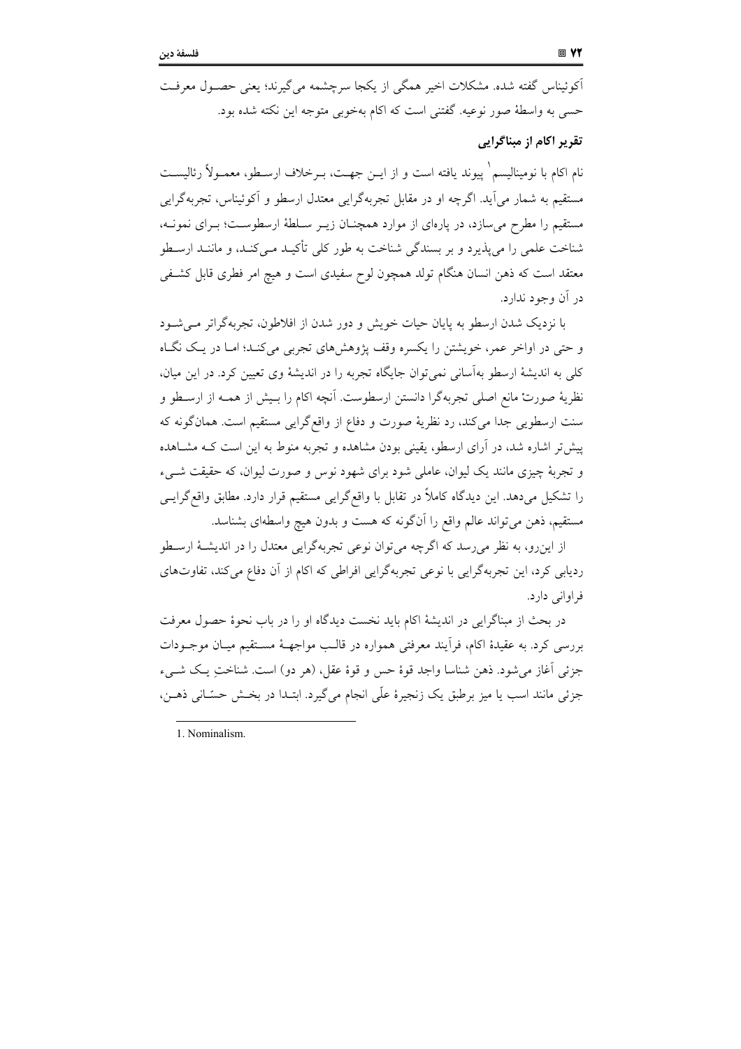آکوئیناس گفته شده. مشکلات اخیر همگی از یکجا سرچشمه می‌گیرند؛ یعنی حصـول معرفـت حسی به واسطهٔ صور نوعیه. گفتنی است که اکام به‌خوبی متوجه این نکته شده بود.

### تقریر اکام از مبناگرایی

نام اکام با نومینالیسم[1] پیوند یافته است و از ایـن جهـت، بـرخلاف ارسـطو، معمـولاً رئالیسـت مستقیم به شمار می‌آید. اگرچه او در مقابل تجربه‌گرایی معتدل ارسطو و آکوئیناس، تجربه‌گرایی مستقیم را مطرح می‌سازد، در پاره‌ای از موارد همچنـان زیـر سـلطهٔ ارسطوسـت؛ بـرای نمونـه، شناخت علمی را می‌پذیرد و بر بسندگی شناخت به طور کلی تأکیـد مـی‌کنـد، و ماننـد ارسـطو معتقد است که ذهن انسان هنگام تولد همچون لوح سفیدی است و هیچ امر فطری قابل کشـفی در آن وجود ندارد.

با نزدیک شدن ارسطو به پایان حیات خویش و دور شدن از افلاطون، تجربه‌گراتر مـی‌شـود و حتی در اواخر عمر، خویشتن را یکسره وقف پژوهش‌های تجربی می‌کنـد؛ امـا در یـک نگـاه کلی به اندیشهٔ ارسطو به‌آسانی نمی‌توان جایگاه تجربه را در اندیشهٔ وی تعیین کرد. در این میان، نظریهٔ صورت مانع اصلی تجربه‌گرا دانستن ارسطوست. آنچه اکام را بـیش از همـه از ارسـطو و سنت ارسطویی جدا می‌کند، رد نظریهٔ صورت و دفاع از واقع‌گرایی مستقیم است. همان‌گونه که پیش‌تر اشاره شد، در آرای ارسطو، یقینی بودن مشاهده و تجربه منوط به این است کـه مشـاهده و تجربهٔ چیزی مانند یک لیوان، عاملی شود برای شهود نوس و صورت لیوان، که حقیقت شـیء را تشکیل می‌دهد. این دیدگاه کاملاً در تقابل با واقع‌گرایی مستقیم قرار دارد. مطابق واقع‌گرایـی مستقیم، ذهن می‌تواند عالم واقع را آن‌گونه که هست و بدون هیچ واسطه‌ای بشناسد.

از این‌رو، به نظر می‌رسد که اگرچه می‌توان نوعی تجربه‌گرایی معتدل را در اندیشـهٔ ارسـطو ردیابی کرد، این تجربه‌گرایی با نوعی تجربه‌گرایی افراطی که اکام از آن دفاع می‌کند، تفاوت‌های فراوانی دارد.

در بحث از مبناگرایی در اندیشهٔ اکام باید نخست دیدگاه او را در باب نحوهٔ حصول معرفت بررسی کرد. به عقیدهٔ اکام، فرآیند معرفتی همواره در قالـب مواجهـهٔ مسـتقیم میـان موجـودات جزئی آغاز می‌شود. ذهن شناسا واجد قوهٔ حس و قوهٔ عقل، (هر دو) است. شناختِ یـک شـیء جزئی مانند اسب یا میز برطبق یک زنجیرهٔ علّی انجام می‌گیرد. ابتـدا در بخـش حسّـانی ذهـن،

---

1. Nominalism.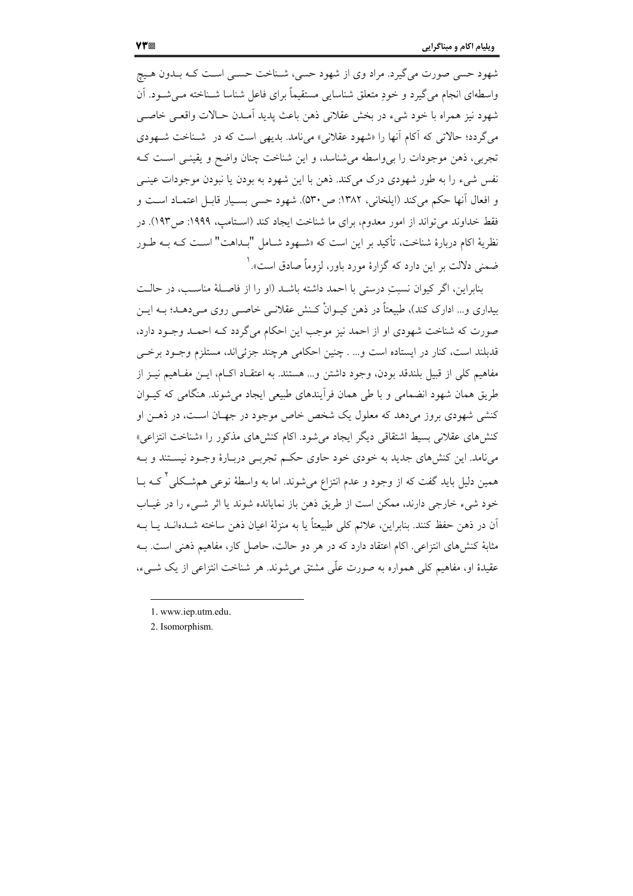شهود حسی صورت می‌گیرد. مراد وی از شهود حسی، شناخت حسی است که بدون هیچ واسطه‌ای انجام می‌گیرد و خودِ متعلق شناسایی مستقیماً برای فاعل شناسا شناخته می‌شود. آن شهود نیز همراه با خود شیء در بخش عقلانی ذهن باعث پدید آمدن حالات واقعی خاصی می‌گردد؛ حالاتی که آکام آنها را «شهود عقلانی» می‌نامد. بدیهی است که در شناخت شهودی تجربی، ذهن موجودات را بی‌واسطه می‌شناسد، و این شناخت چنان واضح و یقینی است که نفس شیء را به طور شهودی درک می‌کند. ذهن با این شهود به بودن یا نبودن موجودات عینی و افعال آنها حکم می‌کند (ایلخانی، ۱۳۸۲: ص۵۳۰). شهود حسی بسیار قابل اعتماد است و فقط خداوند می‌تواند از امور معدوم، برای ما شناخت ایجاد کند (استامپ، ۱۹۹۹: ص۱۹۳). در نظریهٔ اکام دربارهٔ شناخت، تأکید بر این است که «شهود شامل "بداهت" است که به طور ضمنی دلالت بر این دارد که گزارهٔ مورد باور، لزوماً صادق است».[1]

بنابراین، اگر کیوان نسبتِ درستی با احمد داشته باشد (او را از فاصلهٔ مناسب، در حالت بیداری و... ادارک کند)، طبیعتاً در ذهن کیوانْ کنش عقلانی خاصی روی می‌دهد؛ به این صورت که شناخت شهودی او از احمد نیز موجب این احکام می‌گردد که احمد وجود دارد، قدبلند است، کنار در ایستاده است و... . چنین احکامی هرچند جزئی‌اند، مستلزم وجود برخی مفاهیم کلی از قبیل بلندقد بودن، وجود داشتن و... هستند. به اعتقاد اکام، این مفاهیم نیز از طریق همان شهود انضمامی و با طی همان فرآیندهای طبیعی ایجاد می‌شوند. هنگامی که کیوان کنشی شهودی بروز می‌دهد که معلول یک شخص خاص موجود در جهان است، در ذهن او کنش‌های عقلانی بسیط اشتقاقی دیگر ایجاد می‌شود. اکام کنش‌های مذکور را «شناخت انتزاعی» می‌نامد. این کنش‌های جدید به خودی خود حاوی حکم تجربی دربارهٔ وجود نیستند و به همین دلیل باید گفت که از وجود و عدم انتزاع می‌شوند. اما به واسطهٔ نوعی هم‌شکلی[2] که با خود شیء خارجی دارند، ممکن است از طریق ذهن باز نمایانده شوند یا اثر شیء را در غیاب آن در ذهن حفظ کنند. بنابراین، علائم کلی طبیعتاً یا به منزلهٔ اعیان ذهن ساخته شده‌اند یا به مثابهٔ کنش‌های انتزاعی. اکام اعتقاد دارد که در هر دو حالت، حاصل کار، مفاهیم ذهنی است. به عقیدهٔ او، مفاهیم کلی همواره به صورت علّی مشتق می‌شوند. هر شناخت انتزاعی از یک شیء،

---

1. www.iep.utm.edu.
2. Isomorphism.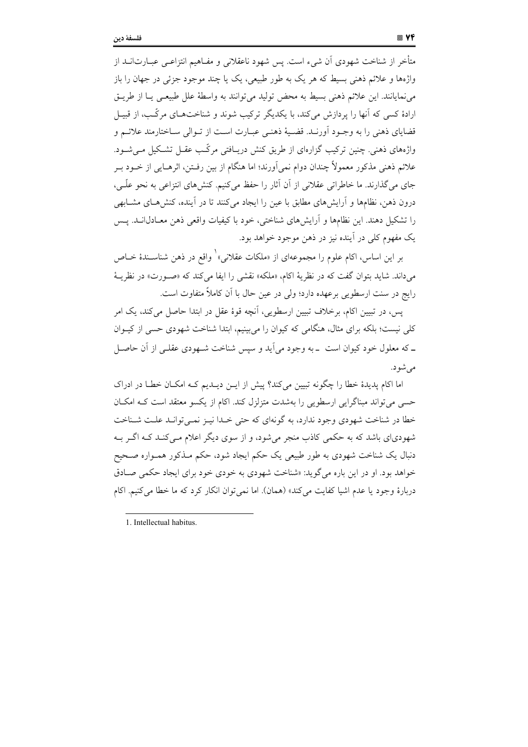متأخر از شناخت شهودی آن شیء است. پس شهود ناعقلانی و مفاهیم انتزاعی عبارت‌اند از واژه‌ها و علائم ذهنی بسیط که هر یک به طور طبیعی، یک یا چند موجود جزئی در جهان را باز می‌نمایانند. این علائم ذهنی بسیط به محض تولید می‌توانند به واسطهٔ علل طبیعی یا از طریق ارادهٔ کسی که آنها را پردازش می‌کند، با یکدیگر ترکیب شوند و شناخت‌های مرکّب، از قبیل قضایای ذهنی را به وجود آورند. قضیهٔ ذهنی عبارت است از توالی ساختارمند علائم و واژه‌های ذهنی. چنین ترکیب گزاره‌ای از طریق کنش دریافتی مرکّب عقل تشکیل می‌شود. علائم ذهنی مذکور معمولاً چندان دوام نمی‌آورند؛ اما هنگام از بین رفتن، اثرهایی از خود بر جای می‌گذارند. ما خاطراتی عقلانی از آن آثار را حفظ می‌کنیم. کنش‌های انتزاعی به نحو علّی، درون ذهن، نظام‌ها و آرایش‌های مطابق با عین را ایجاد می‌کنند تا در آینده، کنش‌های مشابهی را تشکیل دهند. این نظام‌ها و آرایش‌های شناختی، خود با کیفیات واقعی ذهن معادل‌اند. پس یک مفهوم کلی در آینده نیز در ذهن موجود خواهد بود.

بر این اساس، اکام علوم را مجموعه‌ای از «ملکات عقلانی»[1] واقع در ذهن شناسندهٔ خاص می‌داند. شاید بتوان گفت که در نظریهٔ اکام، «ملکه» نقشی را ایفا می‌کند که «صورت» در نظریهٔ رایج در سنت ارسطویی برعهده دارد؛ ولی در عین حال با آن کاملاً متفاوت است.

پس، در تبیین اکام، برخلاف تبیین ارسطویی، آنچه قوهٔ عقل در ابتدا حاصل می‌کند، یک امر کلی نیست؛ بلکه برای مثال، هنگامی که کیوان را می‌بینیم، ابتدا شناخت شهودی حسی از کیوان ـ که معلول خود کیوان است ـ به وجود می‌آید و سپس شناخت شهودی عقلی از آن حاصل می‌شود.

اما اکام پدیدهٔ خطا را چگونه تبیین می‌کند؟ پیش از این دیدیم که امکان خطا در ادراک حسی می‌تواند مبناگرایی ارسطویی را به‌شدت متزلزل کند. اکام از یکسو معتقد است که امکان خطا در شناخت شهودی وجود ندارد، به گونه‌ای که حتی خدا نیز نمی‌تواند علت شناخت شهودی‌ای باشد که به حکمی کاذب منجر می‌شود، و از سوی دیگر اعلام می‌کند که اگر به دنبال یک شناخت شهودی به طور طبیعی یک حکم ایجاد شود، حکم مذکور همواره صحیح خواهد بود. او در این باره می‌گوید: «شناخت شهودی به خودی خود برای ایجاد حکمی صادق دربارهٔ وجود یا عدم اشیا کفایت می‌کند» (همان). اما نمی‌توان انکار کرد که ما خطا می‌کنیم. اکام

---

1. Intellectual habitus.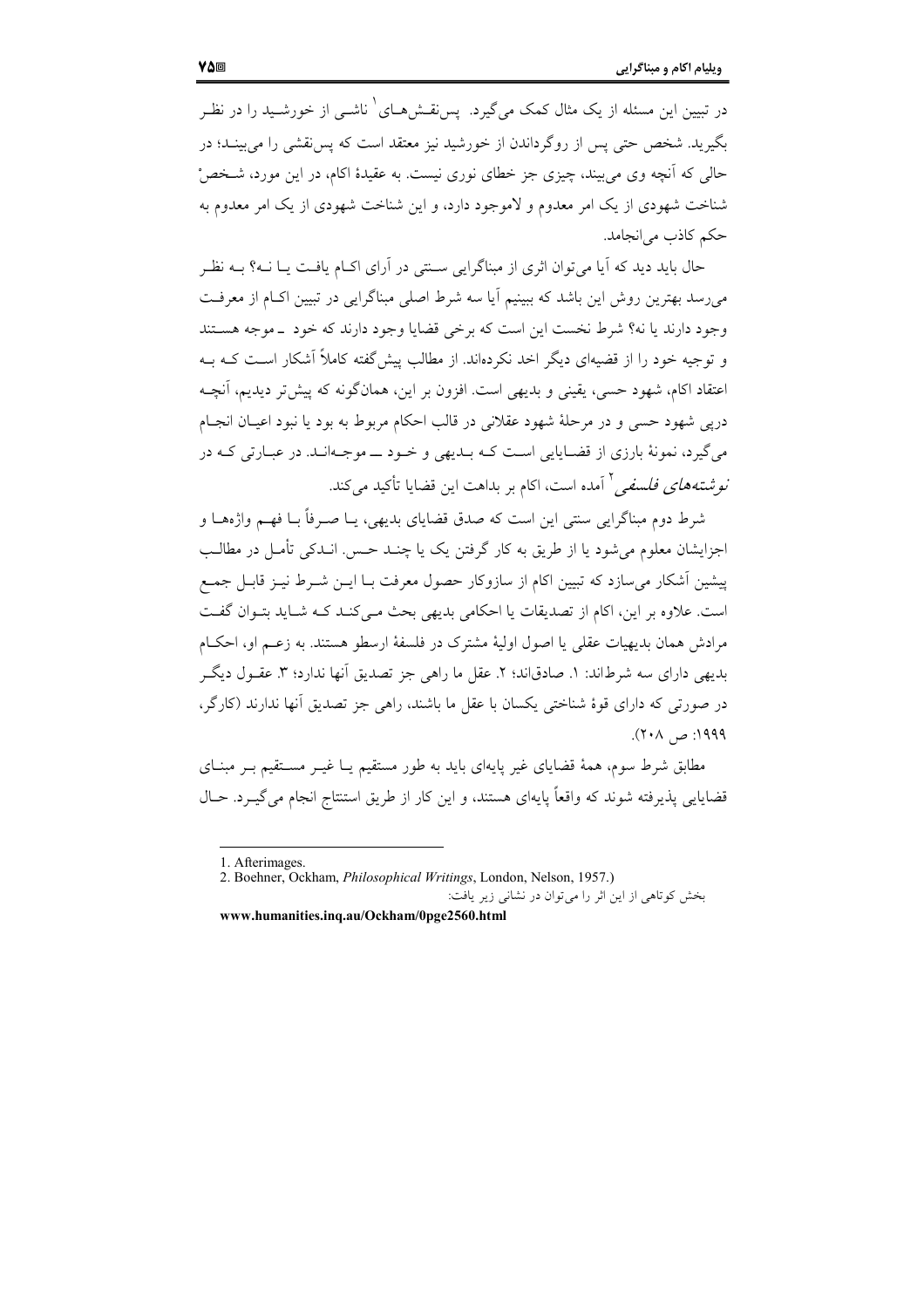در تبیین این مسئله از یک مثال کمک می‌گیرد. پس‌نقش‌های[1] ناشی از خورشید را در نظر بگیرید. شخص حتی پس از روگرداندن از خورشید نیز معتقد است که پس‌نقشی را می‌بیند؛ در حالی که آنچه وی می‌بیند، چیزی جز خطای نوری نیست. به عقیدهٔ اکام، در این مورد، شخصْ شناخت شهودی از یک امر معدوم و لاموجود دارد، و این شناخت شهودی از یک امر معدوم به حکم کاذب می‌انجامد.

حال باید دید که آیا می‌توان اثری از مبناگرایی سنتی در آرای اکام یافت یا نه؟ به نظر می‌رسد بهترین روش این باشد که ببینیم آیا سه شرط اصلی مبناگرایی در تبیین اکام از معرفت وجود دارند یا نه؟ شرط نخست این است که برخی قضایا وجود دارند که خود ـ موجه هستند و توجیه خود را از قضیه‌ای دیگر اخذ نکرده‌اند. از مطالب پیش‌گفته کاملاً آشکار است که به اعتقاد اکام، شهود حسی، یقینی و بدیهی است. افزون بر این، همان‌گونه که پیش‌تر دیدیم، آنچه درپی شهود حسی و در مرحلهٔ شهود عقلانی در قالب احکام مربوط به بود یا نبود اعیان انجام می‌گیرد، نمونهٔ بارزی از قضایایی است که بدیهی و خود ــ موجه‌اند. در عبارتی که در *نوشته‌های فلسفی*[2] آمده است، اکام بر بداهت این قضایا تأکید می‌کند.

شرط دوم مبناگرایی سنتی این است که صدق قضایای بدیهی، یا صرفاً با فهم واژه‌ها و اجزایشان معلوم می‌شود یا از طریق به کار گرفتن یک یا چند حس. اندکی تأمل در مطالب پیشین آشکار می‌سازد که تبیین اکام از سازوکار حصول معرفت با این شرط نیز قابل جمع است. علاوه بر این، اکام از تصدیقات یا احکامی بدیهی بحث می‌کند که شاید بتوان گفت مرادش همان بدیهیات عقلی یا اصول اولیهٔ مشترک در فلسفهٔ ارسطو هستند. به زعم او، احکام بدیهی دارای سه شرط‌اند: ۱. صادق‌اند؛ ۲. عقل ما راهی جز تصدیق آنها ندارد؛ ۳. عقول دیگر در صورتی که دارای قوهٔ شناختی یکسان با عقل ما باشند، راهی جز تصدیق آنها ندارند (کارگر، ۱۹۹۹: ص ۲۰۸).

مطابق شرط سوم، همهٔ قضایای غیر پایه‌ای باید به طور مستقیم یا غیر مستقیم بر مبنای قضایایی پذیرفته شوند که واقعاً پایه‌ای هستند، و این کار از طریق استنتاج انجام می‌گیرد. حال

---

1. Afterimages.
2. Boehner, Ockham, *Philosophical Writings*, London, Nelson, 1957.)

بخش کوتاهی از این اثر را می‌توان در نشانی زیر یافت:

**www.humanities.inq.au/Ockham/0pge2560.html**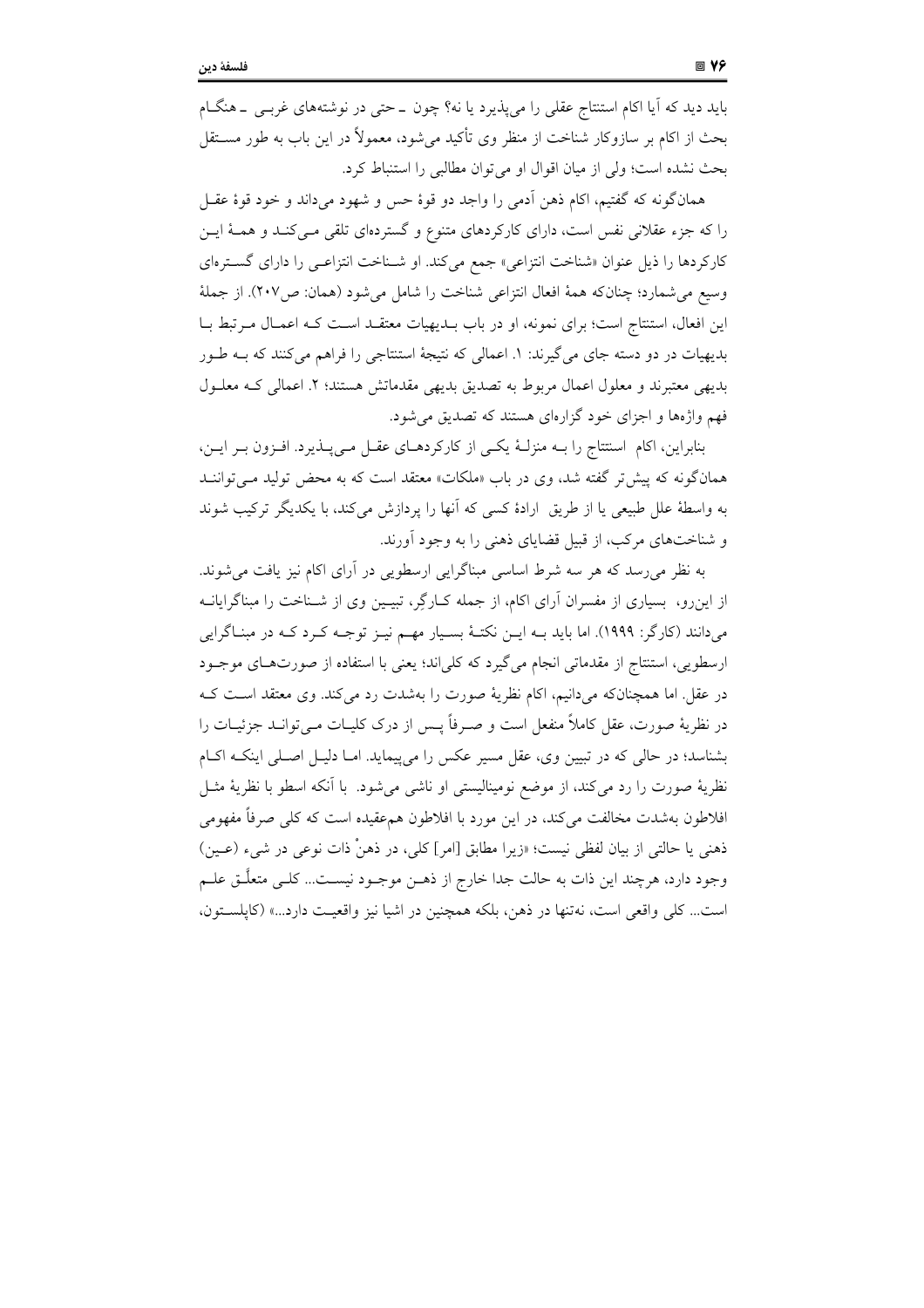باید دید که آیا اکام استنتاج عقلی را می‌پذیرد یا نه؟ چون ـ حتی در نوشته‌های غربی ـ هنگام بحث از اکام بر سازوکار شناخت از منظر وی تأکید می‌شود، معمولاً در این باب به طور مستقل بحث نشده است؛ ولی از میان اقوال او می‌توان مطالبی را استنباط کرد.

همان‌گونه که گفتیم، اکام ذهن آدمی را واجد دو قوهٔ حس و شهود می‌داند و خود قوهٔ عقل را که جزء عقلانی نفس است، دارای کارکردهای متنوع و گسترده‌ای تلقی می‌کند و همهٔ این کارکردها را ذیل عنوان «شناخت انتزاعی» جمع می‌کند. او شناخت انتزاعی را دارای گستره‌ای وسیع می‌شمارد؛ چنان‌که همهٔ افعال انتزاعی شناخت را شامل می‌شود (همان: ص۲۰۷). از جملهٔ این افعال، استنتاج است؛ برای نمونه، او در باب بدیهیات معتقد است که اعمال مرتبط با بدیهیات در دو دسته جای می‌گیرند: ۱. اعمالی که نتیجهٔ استنتاجی را فراهم می‌کنند که به طور بدیهی معتبرند و معلول اعمال مربوط به تصدیق بدیهی مقدماتش هستند؛ ۲. اعمالی که معلول فهم واژه‌ها و اجزای خود گزاره‌ای هستند که تصدیق می‌شود.

بنابراین، اکام استنتاج را به منزلهٔ یکی از کارکردهای عقل می‌پذیرد. افزون بر این، همان‌گونه که پیش‌تر گفته شد، وی در باب «ملکات» معتقد است که به محض تولید می‌توانند به واسطهٔ علل طبیعی یا از طریق ارادهٔ کسی که آنها را پردازش می‌کند، با یکدیگر ترکیب شوند و شناخت‌های مرکب، از قبیل قضایای ذهنی را به وجود آورند.

به نظر می‌رسد که هر سه شرط اساسی مبناگرایی ارسطویی در آرای اکام نیز یافت می‌شوند. از این‌رو، بسیاری از مفسران آرای اکام، از جمله کارگر، تبیین وی از شناخت را مبناگرایانه می‌دانند (کارگر: ۱۹۹۹). اما باید به این نکتهٔ بسیار مهم نیز توجه کرد که در مبناگرایی ارسطویی، استنتاج از مقدماتی انجام می‌گیرد که کلی‌اند؛ یعنی با استفاده از صورت‌های موجود در عقل. اما همچنان‌که می‌دانیم، اکام نظریهٔ صورت را به‌شدت رد می‌کند. وی معتقد است که در نظریهٔ صورت، عقل کاملاً منفعل است و صرفاً پس از درک کلیات می‌تواند جزئیات را بشناسد؛ در حالی که در تبیین وی، عقل مسیر عکس را می‌پیماید. اما دلیل اصلی اینکه اکام نظریهٔ صورت را رد می‌کند، از موضع نومینالیستی او ناشی می‌شود. با آنکه اسطو با نظریهٔ مثل افلاطون به‌شدت مخالفت می‌کند، در این مورد با افلاطون هم‌عقیده است که کلی صرفاً مفهومی ذهنی یا حالتی از بیان لفظی نیست؛ «زیرا مطابق [امر] کلی، در ذهنْ ذات نوعی در شیء (عین) وجود دارد، هرچند این ذات به حالت جدا خارج از ذهن موجود نیست... کلی متعلَّق علم است... کلی واقعی است، نه‌تنها در ذهن، بلکه همچنین در اشیا نیز واقعیت دارد...» (کاپلستون،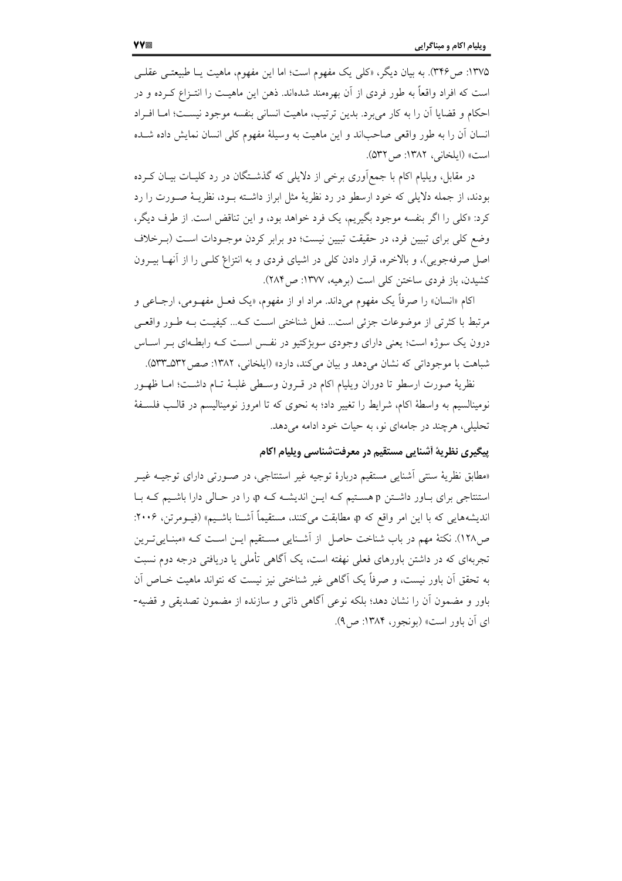۱۳۷۵: ص۳۴۶). به بیان دیگر، «کلی یک مفهوم است؛ اما این مفهوم، ماهیت یا طبیعتی عقلی است که افراد واقعاً به طور فردی از آن بهره‌مند شده‌اند. ذهن این ماهیت را انتزاع کرده و در احکام و قضایا آن را به کار می‌برد. بدین ترتیب، ماهیت انسانی بنفسه موجود نیست؛ اما افراد انسان آن را به طور واقعی صاحب‌اند و این ماهیت به وسیلهٔ مفهوم کلی انسان نمایش داده شده است» (ایلخانی، ۱۳۸۲: ص۵۳۲).

در مقابل، ویلیام اکام با جمع‌آوری برخی از دلایلی که گذشتگان در رد کلیات بیان کرده بودند، از جمله دلایلی که خود ارسطو در رد نظریهٔ مثل ابراز داشته بود، نظریهٔ صورت را رد کرد: «کلی را اگر بنفسه موجود بگیریم، یک فرد خواهد بود، و این تناقض است. از طرف دیگر، وضع کلی برای تبیین فرد، در حقیقت تبیین نیست؛ دو برابر کردن موجودات است (برخلاف اصل صرفه‌جویی)، و بالاخره، قرار دادن کلی در اشیای فردی و به انتزاع کلی را از آنها بیرون کشیدن، باز فردی ساختن کلی است (برهیه، ۱۳۷۷: ص۲۸۴).

اکام «انسان» را صرفاً یک مفهوم می‌داند. مراد او از مفهوم، «یک فعل مفهومی، ارجاعی و مرتبط با کثرتی از موضوعات جزئی است... فعل شناختی است که... کیفیت به طور واقعی درون یک سوژه است؛ یعنی دارای وجودی سوبژکتیو در نفس است که رابطه‌ای بر اساس شباهت با موجوداتی که نشان می‌دهد و بیان می‌کند، دارد» (ایلخانی، ۱۳۸۲: صص۵۳۲ـ۵۳۳).

نظریهٔ صورت ارسطو تا دوران ویلیام اکام در قرون وسطی غلبهٔ تام داشت؛ اما ظهور نومینالسیم به واسطهٔ اکام، شرایط را تغییر داد؛ به نحوی که تا امروز نومینالیسم در قالب فلسفهٔ تحلیلی، هرچند در جامه‌ای نو، به حیات خود ادامه می‌دهد.

## پیگیری نظریهٔ آشنایی مستقیم در معرفت‌شناسی ویلیام اکام

«مطابق نظریهٔ سنتی آشنایی مستقیم دربارهٔ توجیه غیر استنتاجی، در صورتی دارای توجیه غیر استنتاجی برای باور داشتن p هستیم که این اندیشه که p، را در حالی دارا باشیم که با اندیشه‌هایی که با این امر واقع که p، مطابقت می‌کنند، مستقیماً آشنا باشیم» (فیومرتن، ۲۰۰۶: ص۱۲۸). نکتهٔ مهم در باب شناخت حاصل از آشنایی مستقیم این است که «مبنایی‌ترین تجربه‌ای که در داشتن باورهای فعلی نهفته است، یک آگاهی تأملی یا دریافتی درجه دوم نسبت به تحقق آن باور نیست، و صرفاً یک آگاهی غیر شناختی نیز نیست که نتواند ماهیت خاص آن باور و مضمون آن را نشان دهد؛ بلکه نوعی آگاهی ذاتی و سازنده از مضمون تصدیقی و قضیه‌ای آن باور است» (بونجور، ۱۳۸۴: ص۹).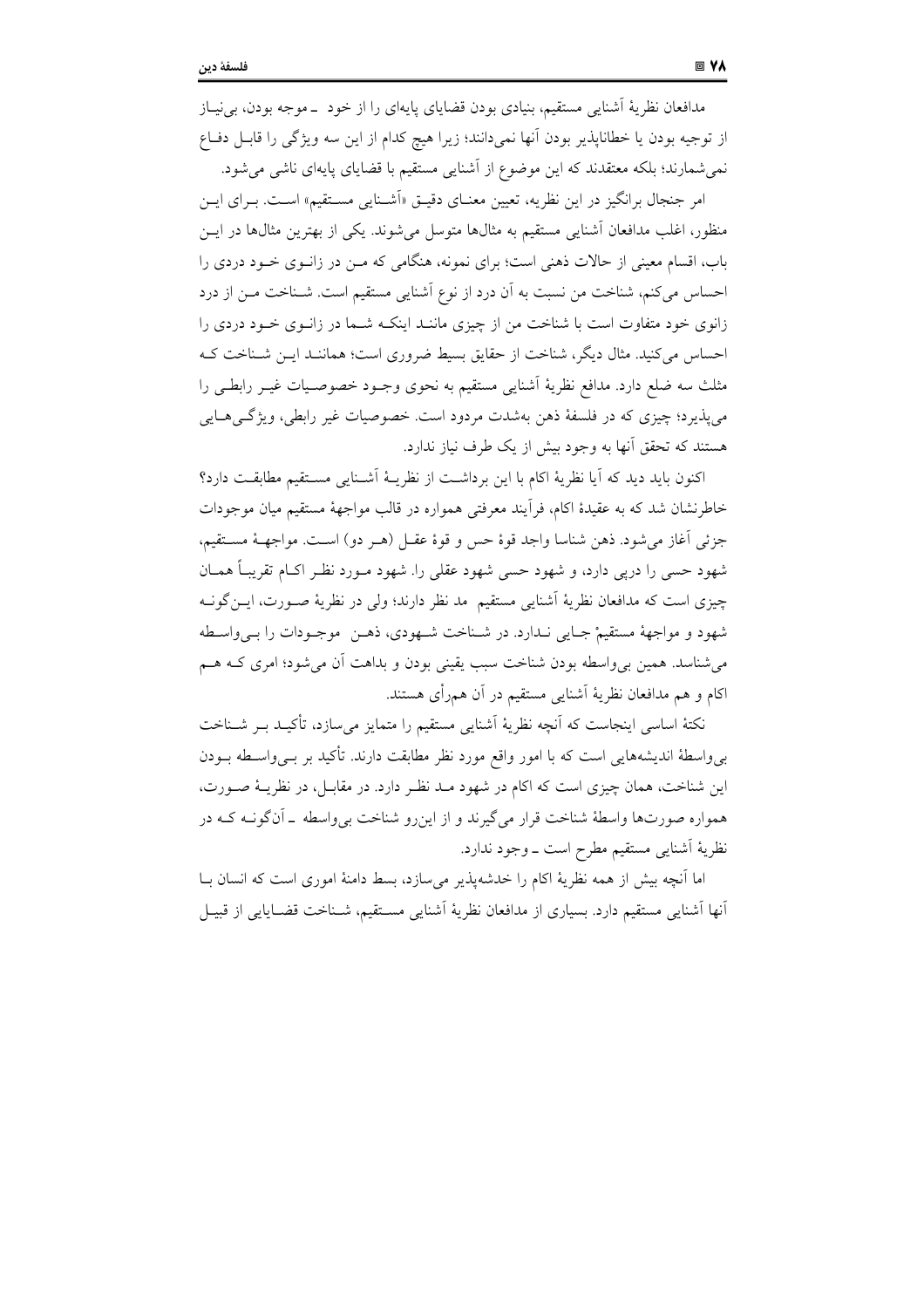مدافعان نظریهٔ آشنایی مستقیم، بنیادی بودن قضایای پایه‌ای را از خود ـ موجه بودن، بی‌نیاز از توجیه بودن یا خطاناپذیر بودن آنها نمی‌دانند؛ زیرا هیچ کدام از این سه ویژگی را قابل دفاع نمی‌شمارند؛ بلکه معتقدند که این موضوع از آشنایی مستقیم با قضایای پایه‌ای ناشی می‌شود.

امر جنجال برانگیز در این نظریه، تعیین معنای دقیق «آشنایی مستقیم» است. برای این منظور، اغلب مدافعان آشنایی مستقیم به مثال‌ها متوسل می‌شوند. یکی از بهترین مثال‌ها در این باب، اقسام معینی از حالات ذهنی است؛ برای نمونه، هنگامی که من در زانوی خود دردی را احساس می‌کنم، شناخت من نسبت به آن درد از نوع آشنایی مستقیم است. شناخت من از درد زانوی خود متفاوت است با شناخت من از چیزی مانند اینکه شما در زانوی خود دردی را احساس می‌کنید. مثال دیگر، شناخت از حقایق بسیط ضروری است؛ همانند این شناخت که مثلث سه ضلع دارد. مدافع نظریهٔ آشنایی مستقیم به نحوی وجود خصوصیات غیر رابطی را می‌پذیرد؛ چیزی که در فلسفهٔ ذهن به‌شدت مردود است. خصوصیات غیر رابطی، ویژگی‌هایی هستند که تحقق آنها به وجود بیش از یک طرف نیاز ندارد.

اکنون باید دید که آیا نظریهٔ اکام با این برداشت از نظریهٔ آشنایی مستقیم مطابقت دارد؟ خاطرنشان شد که به عقیدهٔ اکام، فرآیند معرفتی همواره در قالب مواجههٔ مستقیم میان موجودات جزئی آغاز می‌شود. ذهن شناسا واجد قوهٔ حس و قوهٔ عقل (هر دو) است. مواجههٔ مستقیم، شهود حسی را درپی دارد، و شهود حسی شهود عقلی را. شهود مورد نظر اکام تقریباً همان چیزی است که مدافعان نظریهٔ آشنایی مستقیم مد نظر دارند؛ ولی در نظریهٔ صورت، این‌گونه شهود و مواجههٔ مستقیمْ جایی ندارد. در شناخت شهودی، ذهن موجودات را بی‌واسطه می‌شناسد. همین بی‌واسطه بودن شناخت سبب یقینی بودن و بداهت آن می‌شود؛ امری که هم اکام و هم مدافعان نظریهٔ آشنایی مستقیم در آن هم‌رأی هستند.

نکتهٔ اساسی اینجاست که آنچه نظریهٔ آشنایی مستقیم را متمایز می‌سازد، تأکید بر شناخت بی‌واسطهٔ اندیشه‌هایی است که با امور واقع مورد نظر مطابقت دارند. تأکید بر بی‌واسطه بودن این شناخت، همان چیزی است که اکام در شهود مد نظر دارد. در مقابل، در نظریهٔ صورت، همواره صورت‌ها واسطهٔ شناخت قرار می‌گیرند و از این‌رو شناخت بی‌واسطه ـ آن‌گونه که در نظریهٔ آشنایی مستقیم مطرح است ـ وجود ندارد.

اما آنچه بیش از همه نظریهٔ اکام را خدشه‌پذیر می‌سازد، بسط دامنهٔ اموری است که انسان با آنها آشنایی مستقیم دارد. بسیاری از مدافعان نظریهٔ آشنایی مستقیم، شناخت قضایایی از قبیل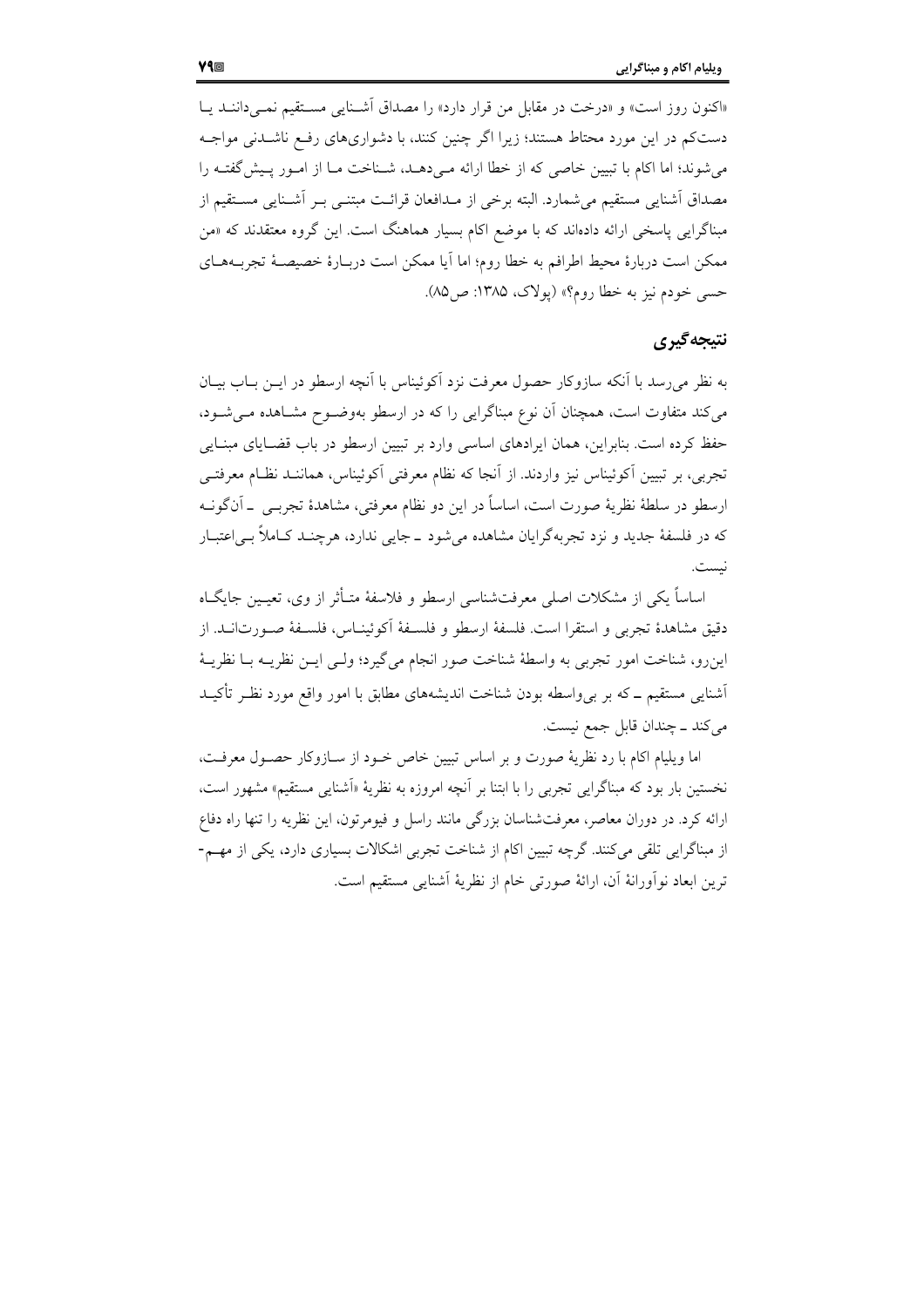«اکنون روز است» و «درخت در مقابل من قرار دارد» را مصداق آشنایی مستقیم نمی‌دانند یا دست‌کم در این مورد محتاط هستند؛ زیرا اگر چنین کنند، با دشواری‌های رفع ناشدنی مواجه می‌شوند؛ اما اکام با تبیین خاصی که از خطا ارائه می‌دهد، شناخت ما از امور پیش‌گفته را مصداق آشنایی مستقیم می‌شمارد. البته برخی از مدافعان قرائت مبتنی بر آشنایی مستقیم از مبناگرایی پاسخی ارائه داده‌اند که با موضع اکام بسیار هماهنگ است. این گروه معتقدند که «من ممکن است دربارهٔ محیط اطرافم به خطا روم؛ اما آیا ممکن است دربارهٔ خصیصهٔ تجربه‌های حسی خودم نیز به خطا روم؟» (پولاک، ۱۳۸۵: ص۸۵).

## نتیجه‌گیری

به نظر می‌رسد با آنکه سازوکار حصول معرفت نزد آکوئیناس با آنچه ارسطو در این باب بیان می‌کند متفاوت است، همچنان آن نوع مبناگرایی را که در ارسطو به‌وضوح مشاهده می‌شود، حفظ کرده است. بنابراین، همان ایرادهای اساسی وارد بر تبیین ارسطو در باب قضایای مبنایی تجربی، بر تبیین آکوئیناس نیز واردند. از آنجا که نظام معرفتی آکوئیناس، همانند نظام معرفتی ارسطو در سلطهٔ نظریهٔ صورت است، اساساً در این دو نظام معرفتی، مشاهدهٔ تجربی ـ آن‌گونه که در فلسفهٔ جدید و نزد تجربه‌گرایان مشاهده می‌شود ـ جایی ندارد، هرچند کاملاً بی‌اعتبار نیست.

اساساً یکی از مشکلات اصلی معرفت‌شناسی ارسطو و فلاسفهٔ متأثر از وی، تعیین جایگاه دقیق مشاهدهٔ تجربی و استقرا است. فلسفهٔ ارسطو و فلسفهٔ آکوئیناس، فلسفهٔ صورت‌اند. از این‌رو، شناخت امور تجربی به واسطهٔ شناخت صور انجام می‌گیرد؛ ولی این نظریه با نظریهٔ آشنایی مستقیم ـ که بر بی‌واسطه بودن شناخت اندیشه‌های مطابق با امور واقع مورد نظر تأکید می‌کند ـ چندان قابل جمع نیست.

اما ویلیام اکام با رد نظریهٔ صورت و بر اساس تبیین خاص خود از سازوکار حصول معرفت، نخستین بار بود که مبناگرایی تجربی را با ابتنا بر آنچه امروزه به نظریهٔ «آشنایی مستقیم» مشهور است، ارائه کرد. در دوران معاصر، معرفت‌شناسان بزرگی مانند راسل و فیومرتون، این نظریه را تنها راه دفاع از مبناگرایی تلقی می‌کنند. گرچه تبیین اکام از شناخت تجربی اشکالات بسیاری دارد، یکی از مهم‌ترین ابعاد نوآورانهٔ آن، ارائهٔ صورتی خام از نظریهٔ آشنایی مستقیم است.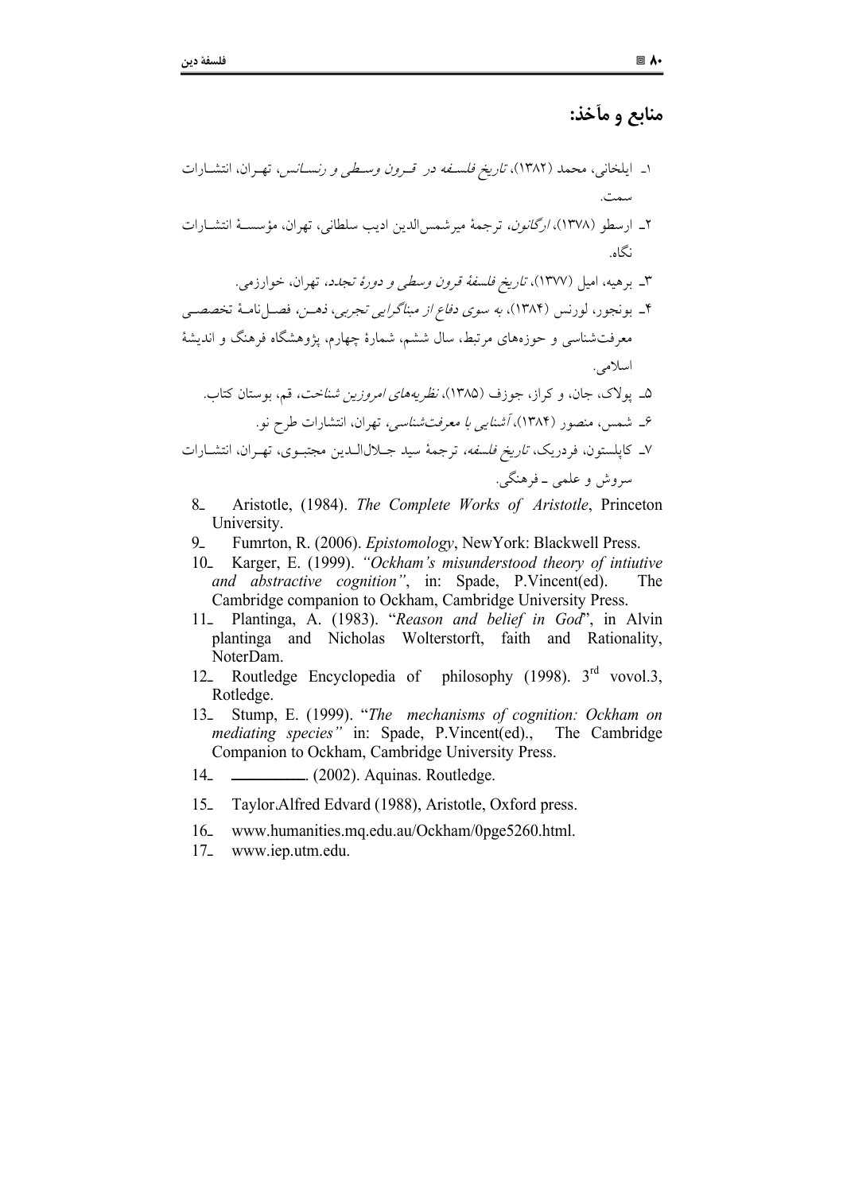## منابع و مآخذ:

۱ـ ایلخانی، محمد (۱۳۸۲)، *تاریخ فلسفه در قرون وسطی و رنسانس*، تهران، انتشارات سمت.

۲ـ ارسطو (۱۳۷۸)، *ارگانون*، ترجمهٔ میرشمس‌الدین ادیب سلطانی، تهران، مؤسسهٔ انتشارات نگاه.

۳ـ برهیه، امیل (۱۳۷۷)، *تاریخ فلسفهٔ قرون وسطی و دورهٔ تجدد*، تهران، خوارزمی.

۴ـ بونجور، لورنس (۱۳۸۴)، *به سوی دفاع از مبناگرایی تجربی*، ذهن، فصل‌نامهٔ تخصصی معرفت‌شناسی و حوزه‌های مرتبط، سال ششم، شمارهٔ چهارم، پژوهشگاه فرهنگ و اندیشهٔ اسلامی.

۵ـ پولاک، جان، و کراز، جوزف (۱۳۸۵)، *نظریه‌های امروزین شناخت*، قم، بوستان کتاب.

۶ـ شمس، منصور (۱۳۸۴)، *آشنایی با معرفت‌شناسی*، تهران، انتشارات طرح نو.

۷ـ کاپلستون، فردریک، *تاریخ فلسفه*، ترجمهٔ سید جلال‌الدین مجتبوی، تهران، انتشارات سروش و علمی ـ فرهنگی.

8- Aristotle, (1984). *The Complete Works of Aristotle*, Princeton University.

9- Fumrton, R. (2006). *Epistomology*, NewYork: Blackwell Press.

10- Karger, E. (1999). *"Ockham's misunderstood theory of intiutive and abstractive cognition"*, in: Spade, P.Vincent(ed). The Cambridge companion to Ockham, Cambridge University Press.

11- Plantinga, A. (1983). "*Reason and belief in God*", in Alvin plantinga and Nicholas Wolterstorft, faith and Rationality, NoterDam.

12- Routledge Encyclopedia of philosophy (1998). 3rd vovol.3, Rotledge.

13- Stump, E. (1999). "*The mechanisms of cognition: Ockham on mediating species"* in: Spade, P.Vincent(ed)., The Cambridge Companion to Ockham, Cambridge University Press.

14- __________. (2002). Aquinas. Routledge.

15- Taylor.Alfred Edvard (1988), Aristotle, Oxford press.

16- www.humanities.mq.edu.au/Ockham/0pge5260.html.

17- www.iep.utm.edu.